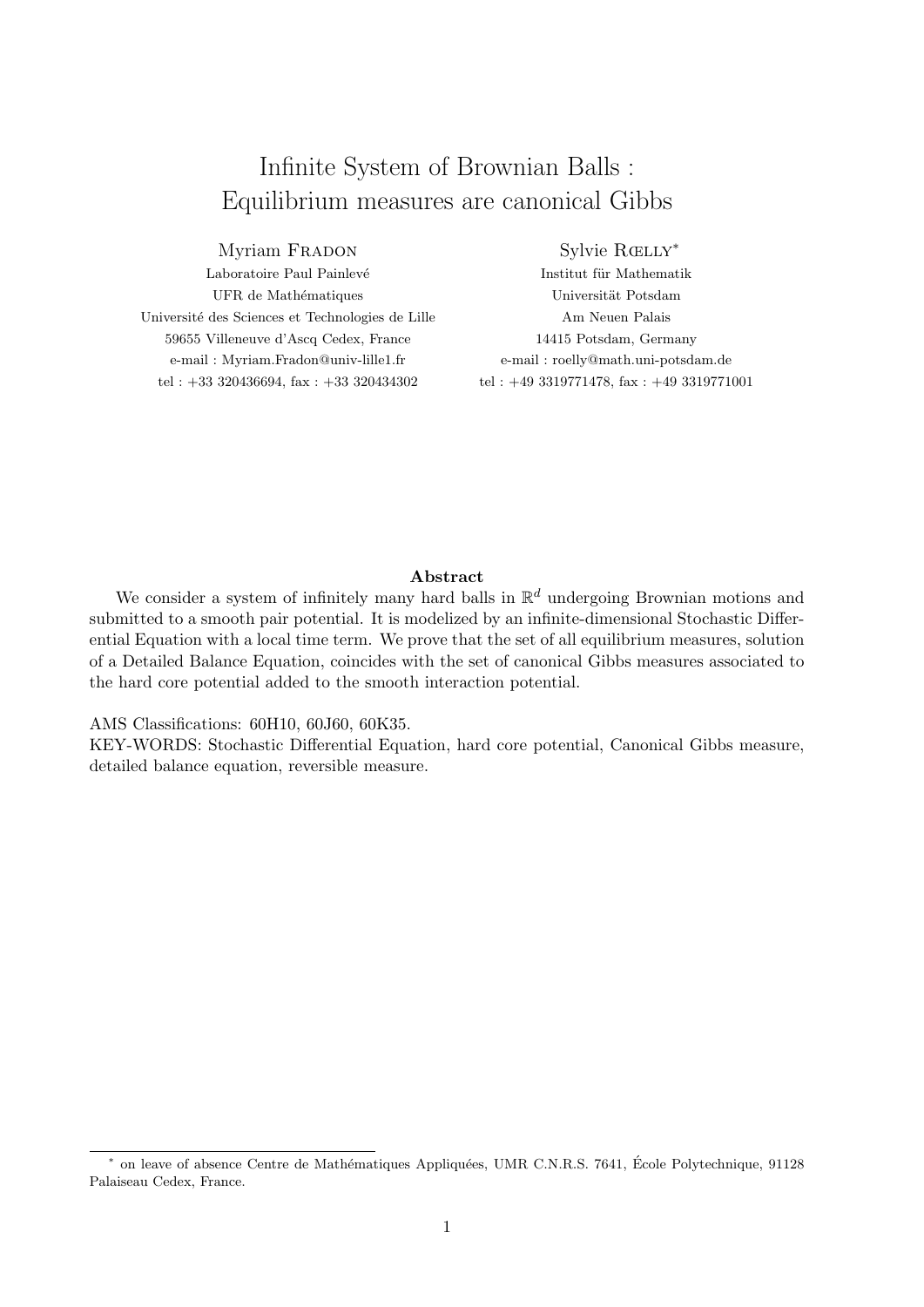# Infinite System of Brownian Balls : Equilibrium measures are canonical Gibbs

Myriam Fradon
Laboratoire Paul Painlevé
UFR de Mathématiques
Université des Sciences et Technologies de Lille
59655 Villeneuve d'Ascq Cedex, France
e-mail : Myriam.Fradon@univ-lille1.fr
tel : +33 320436694, fax : +33 320434302

Sylvie Rœlly*
Institut für Mathematik
Universität Potsdam
Am Neuen Palais
14415 Potsdam, Germany
e-mail : roelly@math.uni-potsdam.de
tel : +49 3319771478, fax : +49 3319771001

**Abstract**

We consider a system of infinitely many hard balls in $\mathbb{R}^d$ undergoing Brownian motions and submitted to a smooth pair potential. It is modelized by an infinite-dimensional Stochastic Differential Equation with a local time term. We prove that the set of all equilibrium measures, solution of a Detailed Balance Equation, coincides with the set of canonical Gibbs measures associated to the hard core potential added to the smooth interaction potential.

AMS Classifications: 60H10, 60J60, 60K35.

KEY-WORDS: Stochastic Differential Equation, hard core potential, Canonical Gibbs measure, detailed balance equation, reversible measure.

* on leave of absence Centre de Mathématiques Appliquées, UMR C.N.R.S. 7641, École Polytechnique, 91128 Palaiseau Cedex, France.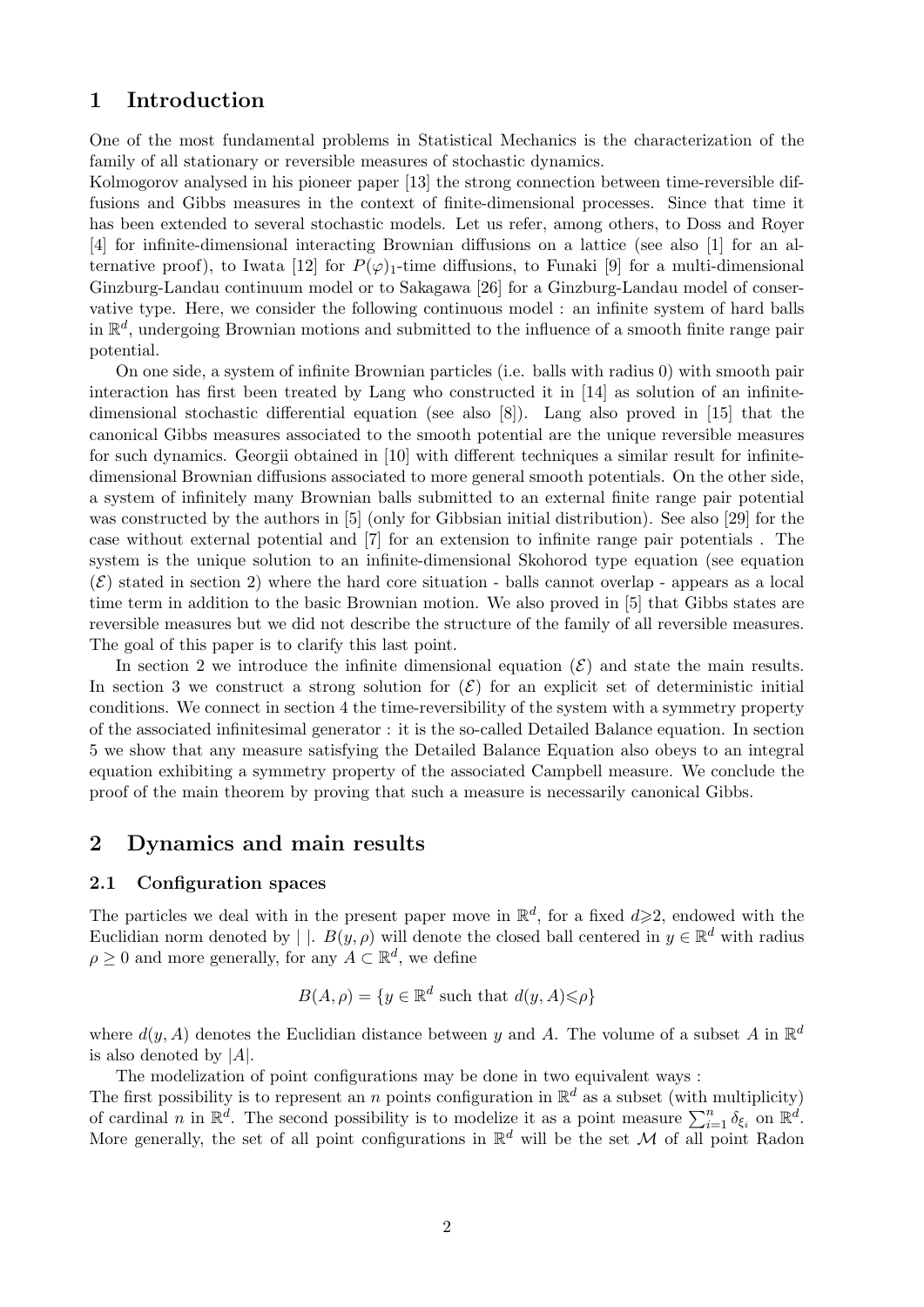## 1 Introduction

One of the most fundamental problems in Statistical Mechanics is the characterization of the family of all stationary or reversible measures of stochastic dynamics.
Kolmogorov analysed in his pioneer paper [13] the strong connection between time-reversible diffusions and Gibbs measures in the context of finite-dimensional processes. Since that time it has been extended to several stochastic models. Let us refer, among others, to Doss and Royer [4] for infinite-dimensional interacting Brownian diffusions on a lattice (see also [1] for an alternative proof), to Iwata [12] for $P(\varphi)_1$-time diffusions, to Funaki [9] for a multi-dimensional Ginzburg-Landau continuum model or to Sakagawa [26] for a Ginzburg-Landau model of conservative type. Here, we consider the following continuous model : an infinite system of hard balls in $\mathbb{R}^d$, undergoing Brownian motions and submitted to the influence of a smooth finite range pair potential.

On one side, a system of infinite Brownian particles (i.e. balls with radius 0) with smooth pair interaction has first been treated by Lang who constructed it in [14] as solution of an infinite-dimensional stochastic differential equation (see also [8]). Lang also proved in [15] that the canonical Gibbs measures associated to the smooth potential are the unique reversible measures for such dynamics. Georgii obtained in [10] with different techniques a similar result for infinite-dimensional Brownian diffusions associated to more general smooth potentials. On the other side, a system of infinitely many Brownian balls submitted to an external finite range pair potential was constructed by the authors in [5] (only for Gibbsian initial distribution). See also [29] for the case without external potential and [7] for an extension to infinite range pair potentials . The system is the unique solution to an infinite-dimensional Skohorod type equation (see equation $(\mathcal{E})$ stated in section 2) where the hard core situation - balls cannot overlap - appears as a local time term in addition to the basic Brownian motion. We also proved in [5] that Gibbs states are reversible measures but we did not describe the structure of the family of all reversible measures. The goal of this paper is to clarify this last point.

In section 2 we introduce the infinite dimensional equation $(\mathcal{E})$ and state the main results. In section 3 we construct a strong solution for $(\mathcal{E})$ for an explicit set of deterministic initial conditions. We connect in section 4 the time-reversibility of the system with a symmetry property of the associated infinitesimal generator : it is the so-called Detailed Balance equation. In section 5 we show that any measure satisfying the Detailed Balance Equation also obeys to an integral equation exhibiting a symmetry property of the associated Campbell measure. We conclude the proof of the main theorem by proving that such a measure is necessarily canonical Gibbs.

## 2 Dynamics and main results

### 2.1 Configuration spaces

The particles we deal with in the present paper move in $\mathbb{R}^d$, for a fixed $d\geqslant 2$, endowed with the Euclidian norm denoted by $|\ |$. $B(y,\rho)$ will denote the closed ball centered in $y \in \mathbb{R}^d$ with radius $\rho \geq 0$ and more generally, for any $A \subset \mathbb{R}^d$, we define

$$B(A,\rho) = \{y \in \mathbb{R}^d \text{ such that } d(y,A)\leqslant\rho\}$$

where $d(y,A)$ denotes the Euclidian distance between $y$ and $A$. The volume of a subset $A$ in $\mathbb{R}^d$ is also denoted by $|A|$.

The modelization of point configurations may be done in two equivalent ways :
The first possibility is to represent an $n$ points configuration in $\mathbb{R}^d$ as a subset (with multiplicity) of cardinal $n$ in $\mathbb{R}^d$. The second possibility is to modelize it as a point measure $\sum_{i=1}^{n} \delta_{\xi_i}$ on $\mathbb{R}^d$. More generally, the set of all point configurations in $\mathbb{R}^d$ will be the set $\mathcal{M}$ of all point Radon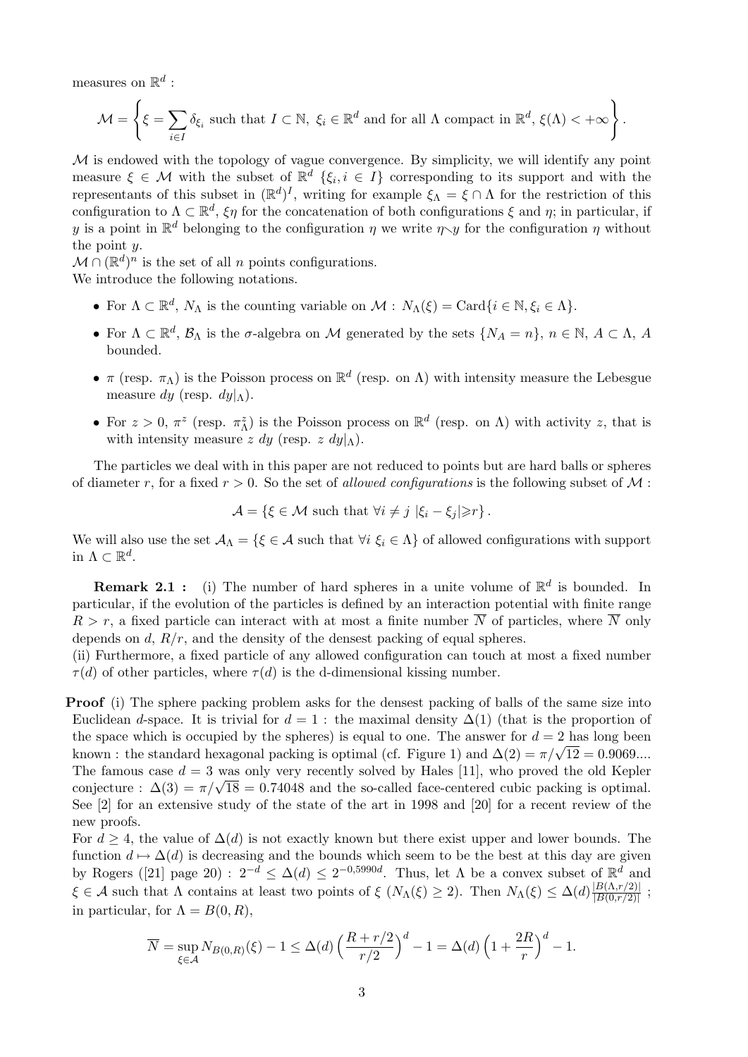measures on $\mathbb{R}^d$ :

$$\mathcal{M} = \left\{ \xi = \sum_{i\in I} \delta_{\xi_i} \text{ such that } I \subset \mathbb{N},\ \xi_i \in \mathbb{R}^d \text{ and for all } \Lambda \text{ compact in } \mathbb{R}^d,\ \xi(\Lambda) < +\infty \right\}.$$

$\mathcal{M}$ is endowed with the topology of vague convergence. By simplicity, we will identify any point measure $\xi \in \mathcal{M}$ with the subset of $\mathbb{R}^d$ $\{\xi_i, i \in I\}$ corresponding to its support and with the representants of this subset in $(\mathbb{R}^d)^I$, writing for example $\xi_\Lambda = \xi \cap \Lambda$ for the restriction of this configuration to $\Lambda \subset \mathbb{R}^d$, $\xi\eta$ for the concatenation of both configurations $\xi$ and $\eta$; in particular, if $y$ is a point in $\mathbb{R}^d$ belonging to the configuration $\eta$ we write $\eta\setminus y$ for the configuration $\eta$ without the point $y$.

$\mathcal{M} \cap (\mathbb{R}^d)^n$ is the set of all $n$ points configurations.

We introduce the following notations.

- For $\Lambda \subset \mathbb{R}^d$, $N_\Lambda$ is the counting variable on $\mathcal{M}$ : $N_\Lambda(\xi) = \text{Card}\{i \in \mathbb{N}, \xi_i \in \Lambda\}$.
- For $\Lambda \subset \mathbb{R}^d$, $\mathcal{B}_\Lambda$ is the $\sigma$-algebra on $\mathcal{M}$ generated by the sets $\{N_A = n\}$, $n \in \mathbb{N}$, $A \subset \Lambda$, $A$ bounded.
- $\pi$ (resp. $\pi_\Lambda$) is the Poisson process on $\mathbb{R}^d$ (resp. on $\Lambda$) with intensity measure the Lebesgue measure $dy$ (resp. $dy|_\Lambda$).
- For $z > 0$, $\pi^z$ (resp. $\pi^z_\Lambda$) is the Poisson process on $\mathbb{R}^d$ (resp. on $\Lambda$) with activity $z$, that is with intensity measure $z\ dy$ (resp. $z\ dy|_\Lambda$).

The particles we deal with in this paper are not reduced to points but are hard balls or spheres of diameter $r$, for a fixed $r > 0$. So the set of *allowed configurations* is the following subset of $\mathcal{M}$ :

$$\mathcal{A} = \{\xi \in \mathcal{M} \text{ such that } \forall i \neq j\ |\xi_i - \xi_j| \geqslant r\}.$$

We will also use the set $\mathcal{A}_\Lambda = \{\xi \in \mathcal{A} \text{ such that } \forall i\ \xi_i \in \Lambda\}$ of allowed configurations with support in $\Lambda \subset \mathbb{R}^d$.

**Remark 2.1 :** (i) The number of hard spheres in a unite volume of $\mathbb{R}^d$ is bounded. In particular, if the evolution of the particles is defined by an interaction potential with finite range $R > r$, a fixed particle can interact with at most a finite number $\overline{N}$ of particles, where $\overline{N}$ only depends on $d$, $R/r$, and the density of the densest packing of equal spheres.

(ii) Furthermore, a fixed particle of any allowed configuration can touch at most a fixed number $\tau(d)$ of other particles, where $\tau(d)$ is the d-dimensional kissing number.

**Proof** (i) The sphere packing problem asks for the densest packing of balls of the same size into Euclidean $d$-space. It is trivial for $d = 1$ : the maximal density $\Delta(1)$ (that is the proportion of the space which is occupied by the spheres) is equal to one. The answer for $d = 2$ has long been known : the standard hexagonal packing is optimal (cf. Figure 1) and $\Delta(2) = \pi/\sqrt{12} = 0.9069....$ The famous case $d = 3$ was only very recently solved by Hales [11], who proved the old Kepler conjecture : $\Delta(3) = \pi/\sqrt{18} = 0.74048$ and the so-called face-centered cubic packing is optimal. See [2] for an extensive study of the state of the art in 1998 and [20] for a recent review of the new proofs.

For $d \geq 4$, the value of $\Delta(d)$ is not exactly known but there exist upper and lower bounds. The function $d \mapsto \Delta(d)$ is decreasing and the bounds which seem to be the best at this day are given by Rogers ([21] page 20) : $2^{-d} \leq \Delta(d) \leq 2^{-0,5990d}$. Thus, let $\Lambda$ be a convex subset of $\mathbb{R}^d$ and $\xi \in \mathcal{A}$ such that $\Lambda$ contains at least two points of $\xi$ ($N_\Lambda(\xi) \geq 2$). Then $N_\Lambda(\xi) \leq \Delta(d)\frac{|B(\Lambda,r/2)|}{|B(0,r/2)|}$ ; in particular, for $\Lambda = B(0,R)$,

$$\overline{N} = \sup_{\xi\in\mathcal{A}} N_{B(0,R)}(\xi) - 1 \leq \Delta(d)\left(\frac{R + r/2}{r/2}\right)^d - 1 = \Delta(d)\left(1 + \frac{2R}{r}\right)^d - 1.$$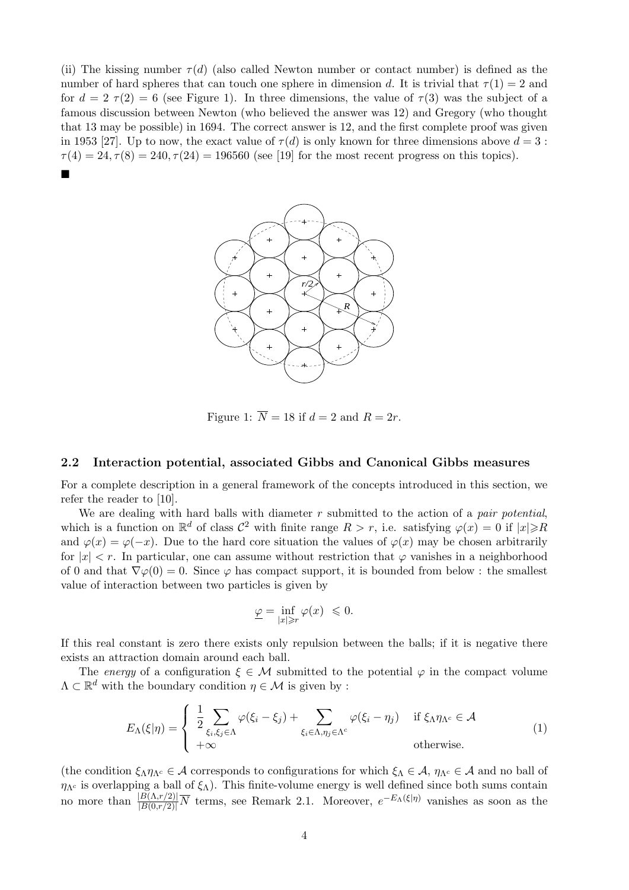(ii) The kissing number $\tau(d)$ (also called Newton number or contact number) is defined as the number of hard spheres that can touch one sphere in dimension $d$. It is trivial that $\tau(1) = 2$ and for $d = 2$ $\tau(2) = 6$ (see Figure 1). In three dimensions, the value of $\tau(3)$ was the subject of a famous discussion between Newton (who believed the answer was 12) and Gregory (who thought that 13 may be possible) in 1694. The correct answer is 12, and the first complete proof was given in 1953 [27]. Up to now, the exact value of $\tau(d)$ is only known for three dimensions above $d = 3$ : $\tau(4) = 24, \tau(8) = 240, \tau(24) = 196560$ (see [19] for the most recent progress on this topics).

■

Figure 1: $\overline{N} = 18$ if $d = 2$ and $R = 2r$.

### 2.2 Interaction potential, associated Gibbs and Canonical Gibbs measures

For a complete description in a general framework of the concepts introduced in this section, we refer the reader to [10].

We are dealing with hard balls with diameter $r$ submitted to the action of a *pair potential*, which is a function on $\mathbb{R}^d$ of class $\mathcal{C}^2$ with finite range $R > r$, i.e. satisfying $\varphi(x) = 0$ if $|x| \geqslant R$ and $\varphi(x) = \varphi(-x)$. Due to the hard core situation the values of $\varphi(x)$ may be chosen arbitrarily for $|x| < r$. In particular, one can assume without restriction that $\varphi$ vanishes in a neighborhood of 0 and that $\nabla\varphi(0) = 0$. Since $\varphi$ has compact support, it is bounded from below : the smallest value of interaction between two particles is given by

$$\underline{\varphi} = \inf_{|x| \geqslant r} \varphi(x) \leqslant 0.$$

If this real constant is zero there exists only repulsion between the balls; if it is negative there exists an attraction domain around each ball.

The *energy* of a configuration $\xi \in \mathcal{M}$ submitted to the potential $\varphi$ in the compact volume $\Lambda \subset \mathbb{R}^d$ with the boundary condition $\eta \in \mathcal{M}$ is given by :

$$E_\Lambda(\xi|\eta) = \begin{cases} \displaystyle \frac{1}{2} \sum_{\xi_i, \xi_j \in \Lambda} \varphi(\xi_i - \xi_j) + \sum_{\xi_i \in \Lambda, \eta_j \in \Lambda^c} \varphi(\xi_i - \eta_j) & \text{if } \xi_\Lambda \eta_{\Lambda^c} \in \mathcal{A} \\ +\infty & \text{otherwise.} \end{cases} \tag{1}$$

(the condition $\xi_\Lambda \eta_{\Lambda^c} \in \mathcal{A}$ corresponds to configurations for which $\xi_\Lambda \in \mathcal{A}$, $\eta_{\Lambda^c} \in \mathcal{A}$ and no ball of $\eta_{\Lambda^c}$ is overlapping a ball of $\xi_\Lambda$). This finite-volume energy is well defined since both sums contain no more than $\frac{|B(\Lambda, r/2)|}{|B(0, r/2)|} \overline{N}$ terms, see Remark 2.1. Moreover, $e^{-E_\Lambda(\xi|\eta)}$ vanishes as soon as the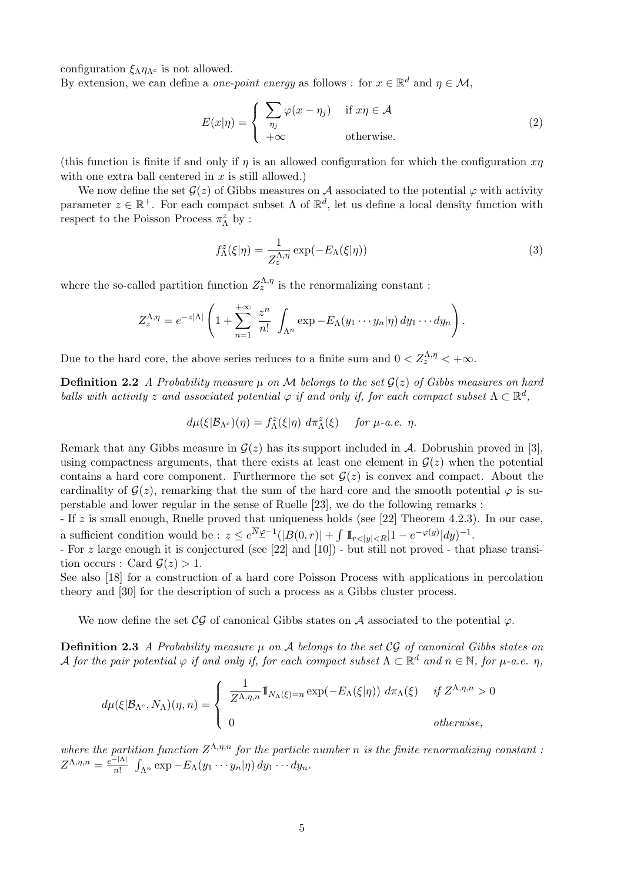configuration $\xi_\Lambda \eta_{\Lambda^c}$ is not allowed.
By extension, we can define a *one-point energy* as follows : for $x \in \mathbb{R}^d$ and $\eta \in \mathcal{M}$,

$$E(x|\eta) = \begin{cases} \sum_{\eta_j} \varphi(x - \eta_j) & \text{if } x\eta \in \mathcal{A} \\ +\infty & \text{otherwise.} \end{cases} \tag{2}$$

(this function is finite if and only if $\eta$ is an allowed configuration for which the configuration $x\eta$ with one extra ball centered in $x$ is still allowed.)

We now define the set $\mathcal{G}(z)$ of Gibbs measures on $\mathcal{A}$ associated to the potential $\varphi$ with activity parameter $z \in \mathbb{R}^+$. For each compact subset $\Lambda$ of $\mathbb{R}^d$, let us define a local density function with respect to the Poisson Process $\pi^z_\Lambda$ by :

$$f^z_\Lambda(\xi|\eta) = \frac{1}{Z^{\Lambda,\eta}_z} \exp(-E_\Lambda(\xi|\eta)) \tag{3}$$

where the so-called partition function $Z^{\Lambda,\eta}_z$ is the renormalizing constant :

$$Z^{\Lambda,\eta}_z = e^{-z|\Lambda|} \left( 1 + \sum_{n=1}^{+\infty} \frac{z^n}{n!} \int_{\Lambda^n} \exp -E_\Lambda(y_1 \cdots y_n|\eta)\, dy_1 \cdots dy_n \right).$$

Due to the hard core, the above series reduces to a finite sum and $0 < Z^{\Lambda,\eta}_z < +\infty$.

**Definition 2.2** *A Probability measure $\mu$ on $\mathcal{M}$ belongs to the set $\mathcal{G}(z)$ of Gibbs measures on hard balls with activity $z$ and associated potential $\varphi$ if and only if, for each compact subset $\Lambda \subset \mathbb{R}^d$,*

$$d\mu(\xi|\mathcal{B}_{\Lambda^c})(\eta) = f^z_\Lambda(\xi|\eta)\; d\pi^z_\Lambda(\xi) \quad \textit{for } \mu\textit{-a.e. } \eta.$$

Remark that any Gibbs measure in $\mathcal{G}(z)$ has its support included in $\mathcal{A}$. Dobrushin proved in [3], using compactness arguments, that there exists at least one element in $\mathcal{G}(z)$ when the potential contains a hard core component. Furthermore the set $\mathcal{G}(z)$ is convex and compact. About the cardinality of $\mathcal{G}(z)$, remarking that the sum of the hard core and the smooth potential $\varphi$ is superstable and lower regular in the sense of Ruelle [23], we do the following remarks :
- If $z$ is small enough, Ruelle proved that uniqueness holds (see [22] Theorem 4.2.3). In our case, a sufficient condition would be : $z \leq e^{\overline{N}\underline{\varphi}-1}(|B(0,r)| + \int \mathbb{1}_{r<|y|<R}|1 - e^{-\varphi(y)}|dy)^{-1}$.
- For $z$ large enough it is conjectured (see [22] and [10]) - but still not proved - that phase transition occurs : Card $\mathcal{G}(z) > 1$.
See also [18] for a construction of a hard core Poisson Process with applications in percolation theory and [30] for the description of such a process as a Gibbs cluster process.

We now define the set $\mathcal{CG}$ of canonical Gibbs states on $\mathcal{A}$ associated to the potential $\varphi$.

**Definition 2.3** *A Probability measure $\mu$ on $\mathcal{A}$ belongs to the set $\mathcal{CG}$ of canonical Gibbs states on $\mathcal{A}$ for the pair potential $\varphi$ if and only if, for each compact subset $\Lambda \subset \mathbb{R}^d$ and $n \in \mathbb{N}$, for $\mu$-a.e. $\eta$,*

$$d\mu(\xi|\mathcal{B}_{\Lambda^c}, N_\Lambda)(\eta, n) = \begin{cases} \dfrac{1}{Z^{\Lambda,\eta,n}} \mathbb{1}_{N_\Lambda(\xi)=n} \exp(-E_\Lambda(\xi|\eta))\; d\pi_\Lambda(\xi) & \textit{if } Z^{\Lambda,\eta,n} > 0 \\ 0 & \textit{otherwise,} \end{cases}$$

*where the partition function $Z^{\Lambda,\eta,n}$ for the particle number $n$ is the finite renormalizing constant :* $Z^{\Lambda,\eta,n} = \frac{e^{-|\Lambda|}}{n!} \int_{\Lambda^n} \exp -E_\Lambda(y_1 \cdots y_n|\eta)\, dy_1 \cdots dy_n$.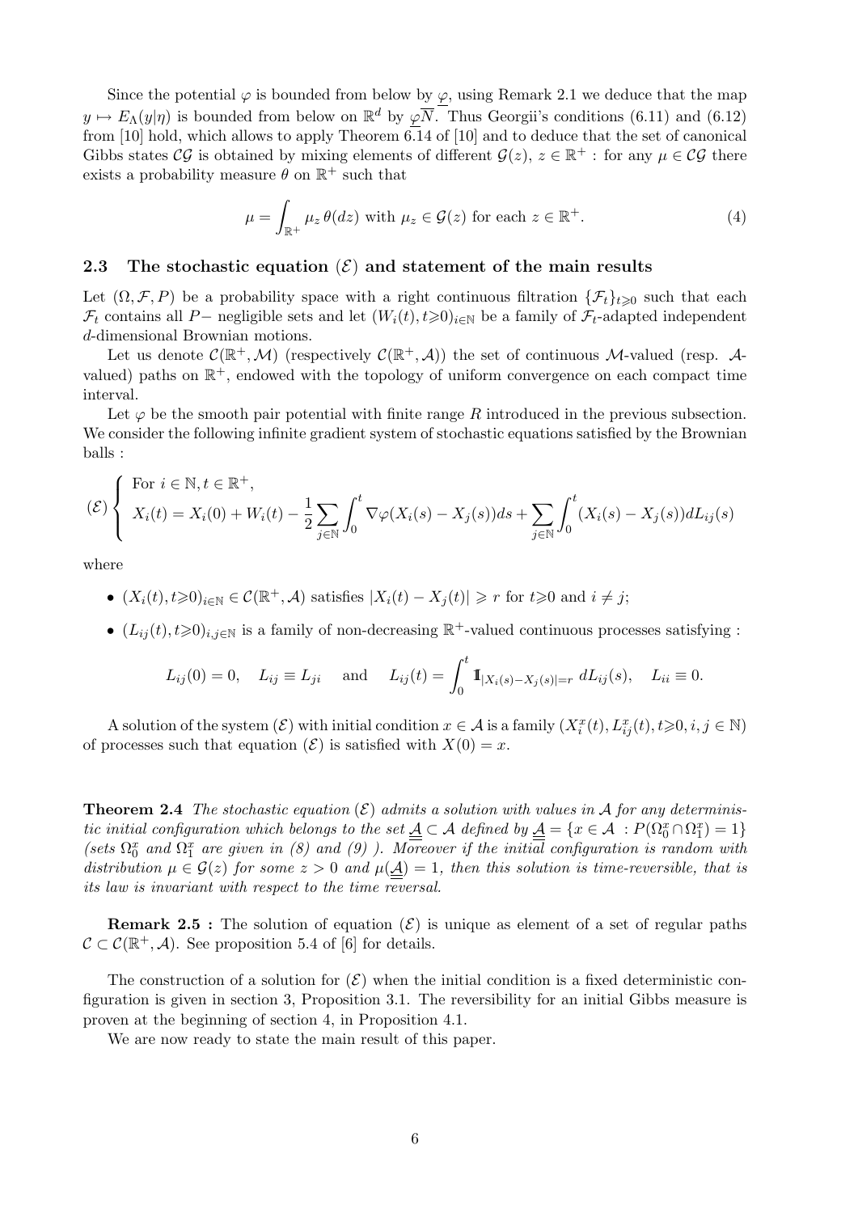Since the potential $\varphi$ is bounded from below by $\underline{\varphi}$, using Remark 2.1 we deduce that the map $y \mapsto E_\Lambda(y|\eta)$ is bounded from below on $\mathbb{R}^d$ by $\underline{\varphi}\overline{N}$. Thus Georgii's conditions (6.11) and (6.12) from [10] hold, which allows to apply Theorem 6.14 of [10] and to deduce that the set of canonical Gibbs states $\mathcal{CG}$ is obtained by mixing elements of different $\mathcal{G}(z)$, $z \in \mathbb{R}^+$ : for any $\mu \in \mathcal{CG}$ there exists a probability measure $\theta$ on $\mathbb{R}^+$ such that

$$\mu = \int_{\mathbb{R}^+} \mu_z \, \theta(dz) \text{ with } \mu_z \in \mathcal{G}(z) \text{ for each } z \in \mathbb{R}^+. \tag{4}$$

### 2.3 The stochastic equation $(\mathcal{E})$ and statement of the main results

Let $(\Omega, \mathcal{F}, P)$ be a probability space with a right continuous filtration $\{\mathcal{F}_t\}_{t \geqslant 0}$ such that each $\mathcal{F}_t$ contains all $P-$ negligible sets and let $(W_i(t), t \geqslant 0)_{i \in \mathbb{N}}$ be a family of $\mathcal{F}_t$-adapted independent $d$-dimensional Brownian motions.

Let us denote $\mathcal{C}(\mathbb{R}^+, \mathcal{M})$ (respectively $\mathcal{C}(\mathbb{R}^+, \mathcal{A})$) the set of continuous $\mathcal{M}$-valued (resp. $\mathcal{A}$-valued) paths on $\mathbb{R}^+$, endowed with the topology of uniform convergence on each compact time interval.

Let $\varphi$ be the smooth pair potential with finite range $R$ introduced in the previous subsection. We consider the following infinite gradient system of stochastic equations satisfied by the Brownian balls :

$$(\mathcal{E}) \begin{cases} \text{For } i \in \mathbb{N}, t \in \mathbb{R}^+, \\ X_i(t) = X_i(0) + W_i(t) - \dfrac{1}{2} \displaystyle\sum_{j \in \mathbb{N}} \int_0^t \nabla \varphi(X_i(s) - X_j(s)) ds + \sum_{j \in \mathbb{N}} \int_0^t (X_i(s) - X_j(s)) dL_{ij}(s) \end{cases}$$

where

- $(X_i(t), t \geqslant 0)_{i \in \mathbb{N}} \in \mathcal{C}(\mathbb{R}^+, \mathcal{A})$ satisfies $|X_i(t) - X_j(t)| \geqslant r$ for $t \geqslant 0$ and $i \neq j$;
- $(L_{ij}(t), t \geqslant 0)_{i,j \in \mathbb{N}}$ is a family of non-decreasing $\mathbb{R}^+$-valued continuous processes satisfying :

$$L_{ij}(0) = 0, \quad L_{ij} \equiv L_{ji} \quad \text{and} \quad L_{ij}(t) = \int_0^t \mathbb{1}_{|X_i(s) - X_j(s)| = r} \, dL_{ij}(s), \quad L_{ii} \equiv 0.$$

A solution of the system $(\mathcal{E})$ with initial condition $x \in \mathcal{A}$ is a family $(X_i^x(t), L_{ij}^x(t), t \geqslant 0, i, j \in \mathbb{N})$ of processes such that equation $(\mathcal{E})$ is satisfied with $X(0) = x$.

**Theorem 2.4** *The stochastic equation $(\mathcal{E})$ admits a solution with values in $\mathcal{A}$ for any deterministic initial configuration which belongs to the set $\underline{\underline{\mathcal{A}}} \subset \mathcal{A}$ defined by $\underline{\underline{\mathcal{A}}} = \{x \in \mathcal{A} \,: P(\Omega_0^x \cap \Omega_1^x) = 1\}$ (sets $\Omega_0^x$ and $\Omega_1^x$ are given in (8) and (9) ). Moreover if the initial configuration is random with distribution $\mu \in \mathcal{G}(z)$ for some $z > 0$ and $\mu(\underline{\underline{\mathcal{A}}}) = 1$, then this solution is time-reversible, that is its law is invariant with respect to the time reversal.*

**Remark 2.5 :** The solution of equation $(\mathcal{E})$ is unique as element of a set of regular paths $\mathcal{C} \subset \mathcal{C}(\mathbb{R}^+, \mathcal{A})$. See proposition 5.4 of [6] for details.

The construction of a solution for $(\mathcal{E})$ when the initial condition is a fixed deterministic configuration is given in section 3, Proposition 3.1. The reversibility for an initial Gibbs measure is proven at the beginning of section 4, in Proposition 4.1.

We are now ready to state the main result of this paper.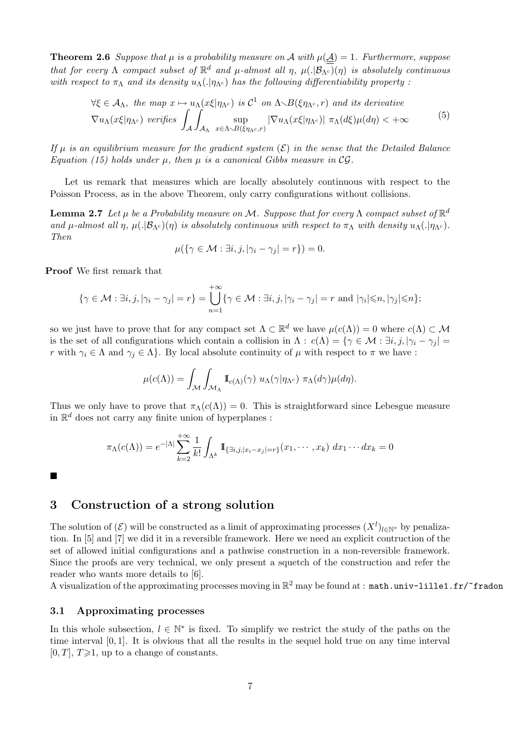**Theorem 2.6** *Suppose that $\mu$ is a probability measure on $\mathcal{A}$ with $\mu(\underline{\underline{\mathcal{A}}}) = 1$. Furthermore, suppose that for every $\Lambda$ compact subset of $\mathbb{R}^d$ and $\mu$-almost all $\eta$, $\mu(.|\mathcal{B}_{\Lambda^c})(\eta)$ is absolutely continuous with respect to $\pi_\Lambda$ and its density $u_\Lambda(.|\eta_{\Lambda^c})$ has the following differentiability property :*

$$
\begin{aligned}
&\forall \xi \in \mathcal{A}_\Lambda, \text{ the map } x \mapsto u_\Lambda(x\xi|\eta_{\Lambda^c}) \text{ is } \mathcal{C}^1 \text{ on } \Lambda \smallsetminus B(\xi\eta_{\Lambda^c}, r) \text{ and its derivative} \\
&\nabla u_\Lambda(x\xi|\eta_{\Lambda^c}) \text{ verifies } \int_{\mathcal{A}} \int_{\mathcal{A}_\Lambda} \sup_{x \in \Lambda \smallsetminus B(\xi\eta_{\Lambda^c}, r)} |\nabla u_\Lambda(x\xi|\eta_{\Lambda^c})| \; \pi_\Lambda(d\xi)\mu(d\eta) < +\infty
\end{aligned}
\tag{5}
$$

*If $\mu$ is an equilibrium measure for the gradient system $(\mathcal{E})$ in the sense that the Detailed Balance Equation (15) holds under $\mu$, then $\mu$ is a canonical Gibbs measure in $\mathcal{CG}$.*

Let us remark that measures which are locally absolutely continuous with respect to the Poisson Process, as in the above Theorem, only carry configurations without collisions.

**Lemma 2.7** *Let $\mu$ be a Probability measure on $\mathcal{M}$. Suppose that for every $\Lambda$ compact subset of $\mathbb{R}^d$ and $\mu$-almost all $\eta$, $\mu(.|\mathcal{B}_{\Lambda^c})(\eta)$ is absolutely continuous with respect to $\pi_\Lambda$ with density $u_\Lambda(.|\eta_{\Lambda^c})$. Then*

$$
\mu(\{\gamma \in \mathcal{M} : \exists i, j, |\gamma_i - \gamma_j| = r\}) = 0.
$$

**Proof** We first remark that

$$
\{\gamma \in \mathcal{M} : \exists i, j, |\gamma_i - \gamma_j| = r\} = \bigcup_{n=1}^{+\infty} \{\gamma \in \mathcal{M} : \exists i, j, |\gamma_i - \gamma_j| = r \text{ and } |\gamma_i| \leqslant n, |\gamma_j| \leqslant n\};
$$

so we just have to prove that for any compact set $\Lambda \subset \mathbb{R}^d$ we have $\mu(c(\Lambda)) = 0$ where $c(\Lambda) \subset \mathcal{M}$ is the set of all configurations which contain a collision in $\Lambda$ : $c(\Lambda) = \{\gamma \in \mathcal{M} : \exists i, j, |\gamma_i - \gamma_j| = r \text{ with } \gamma_i \in \Lambda \text{ and } \gamma_j \in \Lambda\}$. By local absolute continuity of $\mu$ with respect to $\pi$ we have :

$$
\mu(c(\Lambda)) = \int_{\mathcal{M}} \int_{\mathcal{M}_\Lambda} \mathbb{1}_{c(\Lambda)}(\gamma) \; u_\Lambda(\gamma|\eta_{\Lambda^c}) \; \pi_\Lambda(d\gamma)\mu(d\eta).
$$

Thus we only have to prove that $\pi_\Lambda(c(\Lambda)) = 0$. This is straightforward since Lebesgue measure in $\mathbb{R}^d$ does not carry any finite union of hyperplanes :

$$
\pi_\Lambda(c(\Lambda)) = e^{-|\Lambda|} \sum_{k=2}^{+\infty} \frac{1}{k!} \int_{\Lambda^k} \mathbb{1}_{\{\exists i,j, |x_i - x_j| = r\}}(x_1, \cdots, x_k) \; dx_1 \cdots dx_k = 0
$$

■

## 3 Construction of a strong solution

The solution of $(\mathcal{E})$ will be constructed as a limit of approximating processes $(X^l)_{l \in \mathbb{N}^*}$ by penalization. In [5] and [7] we did it in a reversible framework. Here we need an explicit contruction of the set of allowed initial configurations and a pathwise construction in a non-reversible framework. Since the proofs are very technical, we only present a squetch of the construction and refer the reader who wants more details to [6].

A visualization of the approximating processes moving in $\mathbb{R}^2$ may be found at : `math.univ-lille1.fr/~fradon`

### 3.1 Approximating processes

In this whole subsection, $l \in \mathbb{N}^*$ is fixed. To simplify we restrict the study of the paths on the time interval $[0, 1]$. It is obvious that all the results in the sequel hold true on any time interval $[0, T]$, $T \geqslant 1$, up to a change of constants.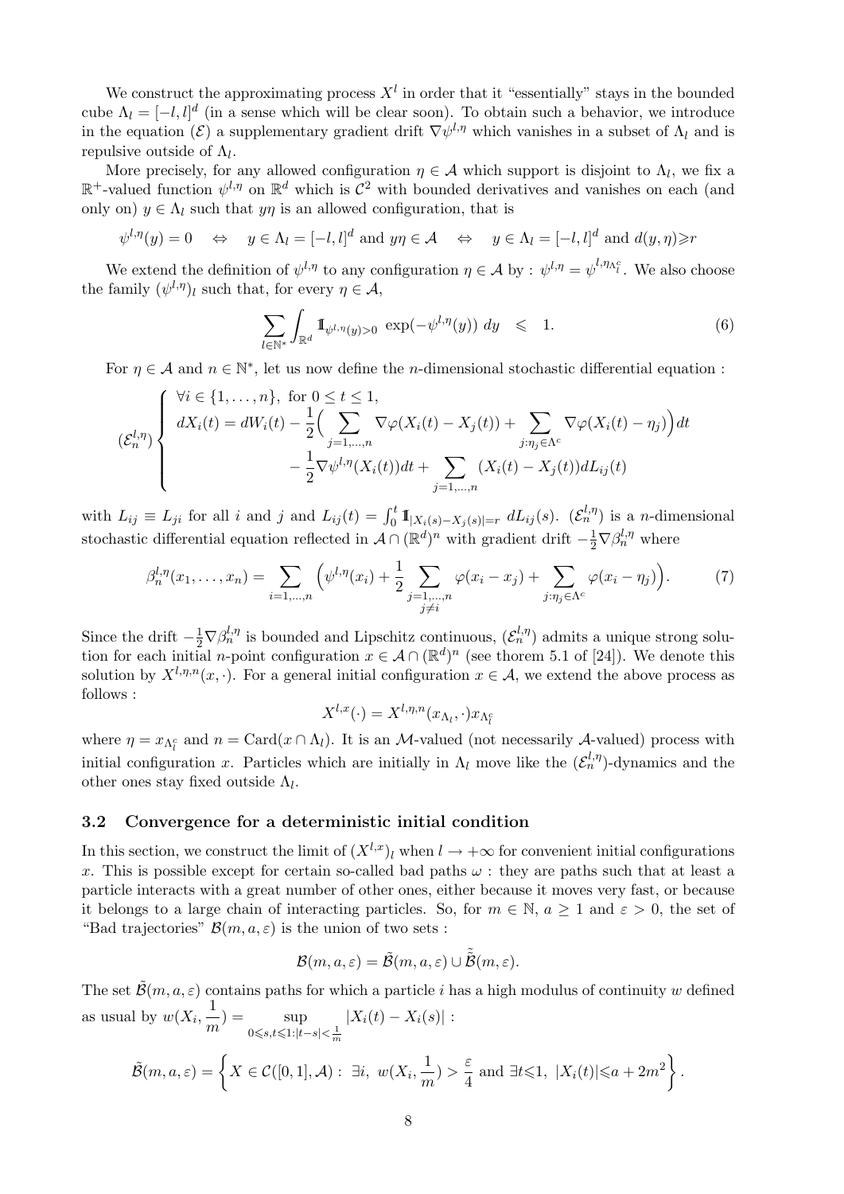We construct the approximating process $X^l$ in order that it "essentially" stays in the bounded cube $\Lambda_l = [-l,l]^d$ (in a sense which will be clear soon). To obtain such a behavior, we introduce in the equation $(\mathcal{E})$ a supplementary gradient drift $\nabla\psi^{l,\eta}$ which vanishes in a subset of $\Lambda_l$ and is repulsive outside of $\Lambda_l$.

More precisely, for any allowed configuration $\eta \in \mathcal{A}$ which support is disjoint to $\Lambda_l$, we fix a $\mathbb{R}^+$-valued function $\psi^{l,\eta}$ on $\mathbb{R}^d$ which is $\mathcal{C}^2$ with bounded derivatives and vanishes on each (and only on) $y \in \Lambda_l$ such that $y\eta$ is an allowed configuration, that is

$$\psi^{l,\eta}(y) = 0 \quad \Leftrightarrow \quad y \in \Lambda_l = [-l,l]^d \text{ and } y\eta \in \mathcal{A} \quad \Leftrightarrow \quad y \in \Lambda_l = [-l,l]^d \text{ and } d(y,\eta) \geqslant r$$

We extend the definition of $\psi^{l,\eta}$ to any configuration $\eta \in \mathcal{A}$ by : $\psi^{l,\eta} = \psi^{l,\eta_{\Lambda_l^c}}$. We also choose the family $(\psi^{l,\eta})_l$ such that, for every $\eta \in \mathcal{A}$,

$$\sum_{l\in\mathbb{N}^*} \int_{\mathbb{R}^d} \mathbb{1}_{\psi^{l,\eta}(y)>0} \; \exp(-\psi^{l,\eta}(y)) \; dy \quad \leqslant \quad 1. \tag{6}$$

For $\eta \in \mathcal{A}$ and $n \in \mathbb{N}^*$, let us now define the $n$-dimensional stochastic differential equation :

$$(\mathcal{E}_n^{l,\eta}) \begin{cases} \forall i \in \{1,\ldots,n\}, \text{ for } 0 \le t \le 1, \\ dX_i(t) = dW_i(t) - \dfrac{1}{2}\Big( \displaystyle\sum_{j=1,\ldots,n} \nabla\varphi(X_i(t) - X_j(t)) + \sum_{j:\eta_j\in\Lambda^c} \nabla\varphi(X_i(t) - \eta_j)\Big) dt \\ \qquad\qquad - \dfrac{1}{2}\nabla\psi^{l,\eta}(X_i(t))dt + \displaystyle\sum_{j=1,\ldots,n} (X_i(t) - X_j(t)) dL_{ij}(t) \end{cases}$$

with $L_{ij} \equiv L_{ji}$ for all $i$ and $j$ and $L_{ij}(t) = \int_0^t \mathbb{1}_{|X_i(s)-X_j(s)|=r} \; dL_{ij}(s)$. $(\mathcal{E}_n^{l,\eta})$ is a $n$-dimensional stochastic differential equation reflected in $\mathcal{A} \cap (\mathbb{R}^d)^n$ with gradient drift $-\frac{1}{2}\nabla\beta_n^{l,\eta}$ where

$$\beta_n^{l,\eta}(x_1,\ldots,x_n) = \sum_{i=1,\ldots,n} \Big( \psi^{l,\eta}(x_i) + \frac{1}{2} \sum_{\substack{j=1,\ldots,n \\ j\neq i}} \varphi(x_i - x_j) + \sum_{j:\eta_j\in\Lambda^c} \varphi(x_i - \eta_j) \Big). \tag{7}$$

Since the drift $-\frac{1}{2}\nabla\beta_n^{l,\eta}$ is bounded and Lipschitz continuous, $(\mathcal{E}_n^{l,\eta})$ admits a unique strong solution for each initial $n$-point configuration $x \in \mathcal{A} \cap (\mathbb{R}^d)^n$ (see thorem 5.1 of [24]). We denote this solution by $X^{l,\eta,n}(x,\cdot)$. For a general initial configuration $x \in \mathcal{A}$, we extend the above process as follows :

$$X^{l,x}(\cdot) = X^{l,\eta,n}(x_{\Lambda_l},\cdot) x_{\Lambda_l^c}$$

where $\eta = x_{\Lambda_l^c}$ and $n = \mathrm{Card}(x \cap \Lambda_l)$. It is an $\mathcal{M}$-valued (not necessarily $\mathcal{A}$-valued) process with initial configuration $x$. Particles which are initially in $\Lambda_l$ move like the $(\mathcal{E}_n^{l,\eta})$-dynamics and the other ones stay fixed outside $\Lambda_l$.

### 3.2 Convergence for a deterministic initial condition

In this section, we construct the limit of $(X^{l,x})_l$ when $l \to +\infty$ for convenient initial configurations $x$. This is possible except for certain so-called bad paths $\omega$ : they are paths such that at least a particle interacts with a great number of other ones, either because it moves very fast, or because it belongs to a large chain of interacting particles. So, for $m \in \mathbb{N}$, $a \geq 1$ and $\varepsilon > 0$, the set of "Bad trajectories" $\mathcal{B}(m,a,\varepsilon)$ is the union of two sets :

$$\mathcal{B}(m,a,\varepsilon) = \tilde{\mathcal{B}}(m,a,\varepsilon) \cup \tilde{\tilde{\mathcal{B}}}(m,\varepsilon).$$

The set $\tilde{\mathcal{B}}(m,a,\varepsilon)$ contains paths for which a particle $i$ has a high modulus of continuity $w$ defined as usual by $w(X_i, \frac{1}{m}) = \sup_{0\leqslant s,t\leqslant 1:|t-s|<\frac{1}{m}} |X_i(t) - X_i(s)|$ :

$$\tilde{\mathcal{B}}(m,a,\varepsilon) = \left\{ X \in \mathcal{C}([0,1],\mathcal{A}) : \; \exists i, \; w(X_i, \frac{1}{m}) > \frac{\varepsilon}{4} \text{ and } \exists t \leqslant 1, \; |X_i(t)| \leqslant a + 2m^2 \right\}.$$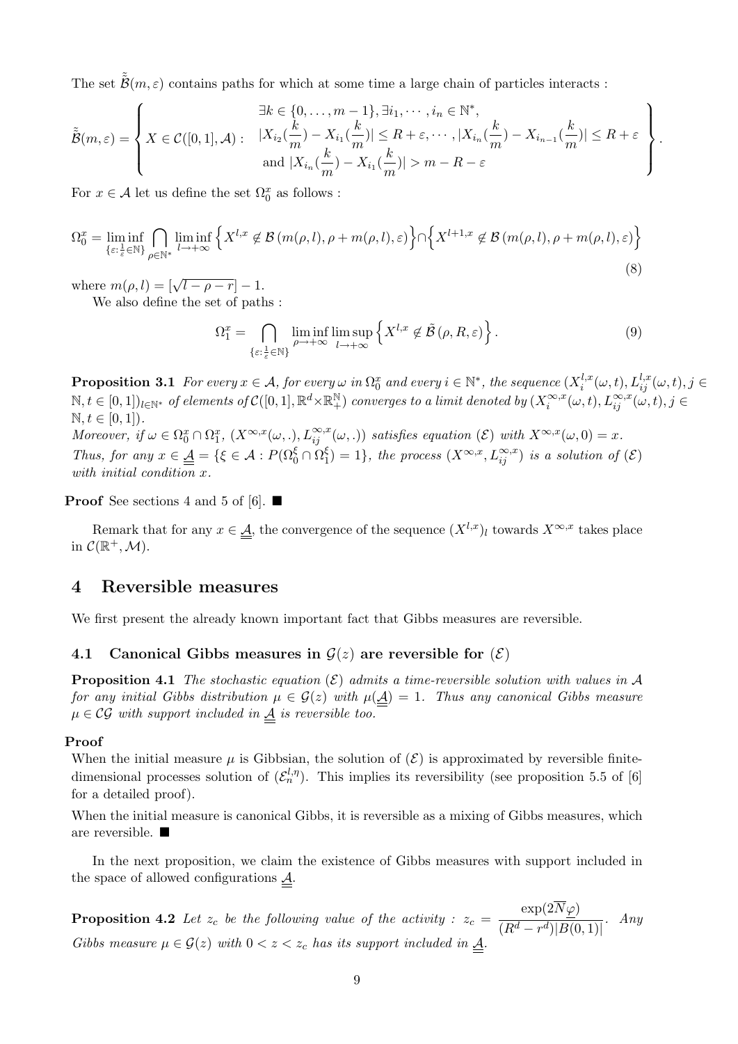The set $\tilde{\tilde{\mathcal{B}}}(m, \varepsilon)$ contains paths for which at some time a large chain of particles interacts :

$$
\tilde{\tilde{\mathcal{B}}}(m, \varepsilon) = \left\{ X \in \mathcal{C}([0,1], \mathcal{A}) : \begin{array}{c} \exists k \in \{0, \ldots, m-1\}, \exists i_1, \cdots, i_n \in \mathbb{N}^*, \\ |X_{i_2}(\frac{k}{m}) - X_{i_1}(\frac{k}{m})| \leq R + \varepsilon, \cdots, |X_{i_n}(\frac{k}{m}) - X_{i_{n-1}}(\frac{k}{m})| \leq R + \varepsilon \\ \text{and } |X_{i_n}(\frac{k}{m}) - X_{i_1}(\frac{k}{m})| > m - R - \varepsilon \end{array} \right\}.
$$

For $x \in \mathcal{A}$ let us define the set $\Omega_0^x$ as follows :

$$
\Omega_0^x = \liminf_{\{\varepsilon : \frac{1}{\varepsilon} \in \mathbb{N}\}} \bigcap_{\rho \in \mathbb{N}^*} \liminf_{l \to +\infty} \Big\{ X^{l,x} \notin \mathcal{B}\left(m(\rho,l), \rho + m(\rho,l), \varepsilon\right) \Big\} \cap \Big\{ X^{l+1,x} \notin \mathcal{B}\left(m(\rho,l), \rho + m(\rho,l), \varepsilon\right) \Big\} \tag{8}
$$

where $m(\rho, l) = [\sqrt{l - \rho - r}] - 1$.

We also define the set of paths :

$$
\Omega_1^x = \bigcap_{\{\varepsilon : \frac{1}{\varepsilon} \in \mathbb{N}\}} \liminf_{\rho \to +\infty} \limsup_{l \to +\infty} \Big\{ X^{l,x} \notin \tilde{\mathcal{B}}\left(\rho, R, \varepsilon\right) \Big\}. \tag{9}
$$

**Proposition 3.1** *For every $x \in \mathcal{A}$, for every $\omega$ in $\Omega_0^x$ and every $i \in \mathbb{N}^*$, the sequence $(X_i^{l,x}(\omega, t), L_{ij}^{l,x}(\omega, t), j \in \mathbb{N}, t \in [0,1])_{l \in \mathbb{N}^*}$ of elements of $\mathcal{C}([0,1], \mathbb{R}^d \times \mathbb{R}_+^{\mathbb{N}})$ converges to a limit denoted by $(X_i^{\infty,x}(\omega, t), L_{ij}^{\infty,x}(\omega, t), j \in \mathbb{N}, t \in [0,1])$.*
*Moreover, if $\omega \in \Omega_0^x \cap \Omega_1^x$, $(X^{\infty,x}(\omega, .), L_{ij}^{\infty,x}(\omega, .))$ satisfies equation $(\mathcal{E})$ with $X^{\infty,x}(\omega, 0) = x$.*
*Thus, for any $x \in \underline{\underline{\mathcal{A}}} = \{\xi \in \mathcal{A} : P(\Omega_0^\xi \cap \Omega_1^\xi) = 1\}$, the process $(X^{\infty,x}, L_{ij}^{\infty,x})$ is a solution of $(\mathcal{E})$ with initial condition $x$.*

**Proof** See sections 4 and 5 of [6]. ∎

Remark that for any $x \in \underline{\underline{\mathcal{A}}}$, the convergence of the sequence $(X^{l,x})_l$ towards $X^{\infty,x}$ takes place in $\mathcal{C}(\mathbb{R}^+, \mathcal{M})$.

## 4 Reversible measures

We first present the already known important fact that Gibbs measures are reversible.

### 4.1 Canonical Gibbs measures in $\mathcal{G}(z)$ are reversible for $(\mathcal{E})$

**Proposition 4.1** *The stochastic equation $(\mathcal{E})$ admits a time-reversible solution with values in $\mathcal{A}$ for any initial Gibbs distribution $\mu \in \mathcal{G}(z)$ with $\mu(\underline{\underline{\mathcal{A}}}) = 1$. Thus any canonical Gibbs measure $\mu \in \mathcal{CG}$ with support included in $\underline{\underline{\mathcal{A}}}$ is reversible too.*

**Proof**
When the initial measure $\mu$ is Gibbsian, the solution of $(\mathcal{E})$ is approximated by reversible finite-dimensional processes solution of $(\mathcal{E}_n^{l,\eta})$. This implies its reversibility (see proposition 5.5 of [6] for a detailed proof).

When the initial measure is canonical Gibbs, it is reversible as a mixing of Gibbs measures, which are reversible. ∎

In the next proposition, we claim the existence of Gibbs measures with support included in the space of allowed configurations $\underline{\underline{\mathcal{A}}}$.

**Proposition 4.2** *Let $z_c$ be the following value of the activity : $z_c = \dfrac{\exp(2\overline{N}\underline{\varphi})}{(R^d - r^d)|B(0,1)|}$. Any Gibbs measure $\mu \in \mathcal{G}(z)$ with $0 < z < z_c$ has its support included in $\underline{\underline{\mathcal{A}}}$.*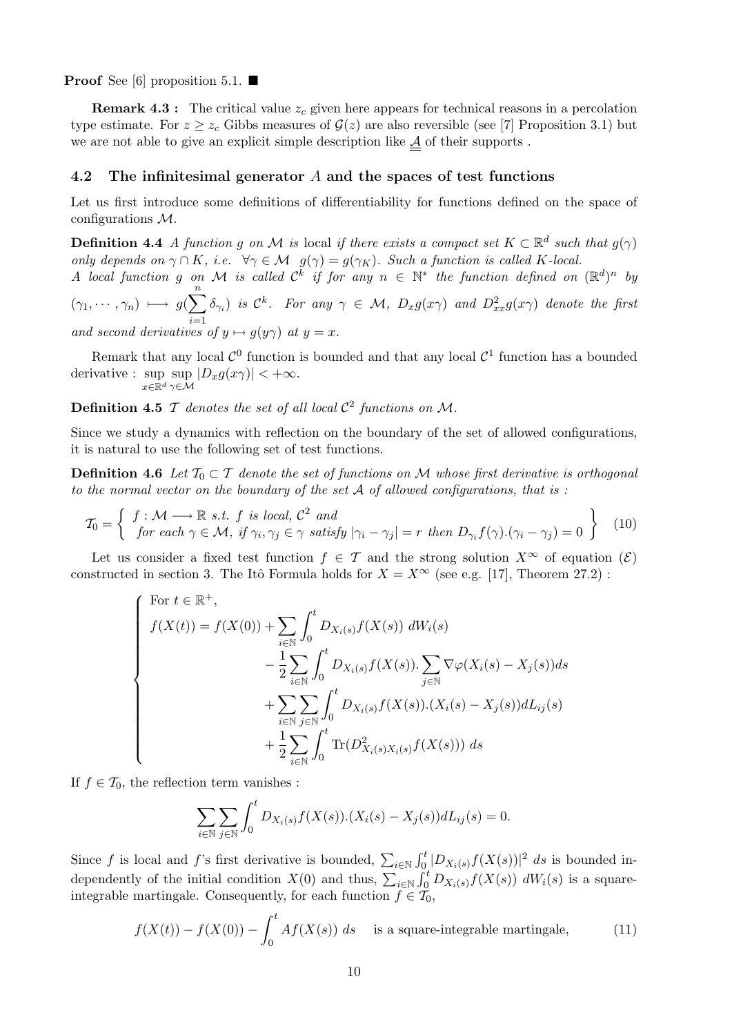**Proof** See [6] proposition 5.1. ■

**Remark 4.3 :** The critical value $z_c$ given here appears for technical reasons in a percolation type estimate. For $z \geq z_c$ Gibbs measures of $\mathcal{G}(z)$ are also reversible (see [7] Proposition 3.1) but we are not able to give an explicit simple description like $\underline{\underline{\mathcal{A}}}$ of their supports .

### 4.2 The infinitesimal generator $A$ and the spaces of test functions

Let us first introduce some definitions of differentiability for functions defined on the space of configurations $\mathcal{M}$.

**Definition 4.4** *A function $g$ on $\mathcal{M}$ is* local *if there exists a compact set $K \subset \mathbb{R}^d$ such that $g(\gamma)$ only depends on $\gamma \cap K$, i.e. $\forall \gamma \in \mathcal{M} \;\; g(\gamma) = g(\gamma_K)$. Such a function is called $K$-local.*
*A local function $g$ on $\mathcal{M}$ is called $\mathcal{C}^k$ if for any $n \in \mathbb{N}^*$ the function defined on $(\mathbb{R}^d)^n$ by $(\gamma_1, \cdots, \gamma_n) \longmapsto g(\sum_{i=1}^{n} \delta_{\gamma_i})$ is $\mathcal{C}^k$. For any $\gamma \in \mathcal{M}$, $D_x g(x\gamma)$ and $D^2_{xx} g(x\gamma)$ denote the first and second derivatives of $y \mapsto g(y\gamma)$ at $y = x$.*

Remark that any local $\mathcal{C}^0$ function is bounded and that any local $\mathcal{C}^1$ function has a bounded derivative : $\sup_{x\in\mathbb{R}^d} \sup_{\gamma\in\mathcal{M}} |D_x g(x\gamma)| < +\infty$.

**Definition 4.5** *$\mathcal{T}$ denotes the set of all local $\mathcal{C}^2$ functions on $\mathcal{M}$.*

Since we study a dynamics with reflection on the boundary of the set of allowed configurations, it is natural to use the following set of test functions.

**Definition 4.6** *Let $\mathcal{T}_0 \subset \mathcal{T}$ denote the set of functions on $\mathcal{M}$ whose first derivative is orthogonal to the normal vector on the boundary of the set $\mathcal{A}$ of allowed configurations, that is :*

$$\mathcal{T}_0 = \left\{ \begin{array}{l} f : \mathcal{M} \longrightarrow \mathbb{R} \text{ s.t. } f \text{ is local, } \mathcal{C}^2 \text{ and} \\ \text{for each } \gamma \in \mathcal{M}, \text{ if } \gamma_i, \gamma_j \in \gamma \text{ satisfy } |\gamma_i - \gamma_j| = r \text{ then } D_{\gamma_i} f(\gamma).(\gamma_i - \gamma_j) = 0 \end{array} \right\} \quad (10)$$

Let us consider a fixed test function $f \in \mathcal{T}$ and the strong solution $X^\infty$ of equation $(\mathcal{E})$ constructed in section 3. The Itô Formula holds for $X = X^\infty$ (see e.g. [17], Theorem 27.2) :

$$\left\{ \begin{array}{l} \text{For } t \in \mathbb{R}^+, \\ f(X(t)) = f(X(0)) + \displaystyle\sum_{i\in\mathbb{N}} \int_0^t D_{X_i(s)} f(X(s)) \; dW_i(s) \\ \qquad\qquad - \displaystyle\frac{1}{2} \sum_{i\in\mathbb{N}} \int_0^t D_{X_i(s)} f(X(s)). \sum_{j\in\mathbb{N}} \nabla\varphi(X_i(s) - X_j(s)) ds \\ \qquad\qquad + \displaystyle\sum_{i\in\mathbb{N}} \sum_{j\in\mathbb{N}} \int_0^t D_{X_i(s)} f(X(s)).(X_i(s) - X_j(s)) dL_{ij}(s) \\ \qquad\qquad + \displaystyle\frac{1}{2} \sum_{i\in\mathbb{N}} \int_0^t \text{Tr}(D^2_{X_i(s)X_i(s)} f(X(s))) \; ds \end{array} \right.$$

If $f \in \mathcal{T}_0$, the reflection term vanishes :

$$\sum_{i\in\mathbb{N}} \sum_{j\in\mathbb{N}} \int_0^t D_{X_i(s)} f(X(s)).(X_i(s) - X_j(s)) dL_{ij}(s) = 0.$$

Since $f$ is local and $f$'s first derivative is bounded, $\sum_{i\in\mathbb{N}} \int_0^t |D_{X_i(s)} f(X(s))|^2 \; ds$ is bounded independently of the initial condition $X(0)$ and thus, $\sum_{i\in\mathbb{N}} \int_0^t D_{X_i(s)} f(X(s)) \; dW_i(s)$ is a square-integrable martingale. Consequently, for each function $f \in \mathcal{T}_0$,

$$f(X(t)) - f(X(0)) - \int_0^t Af(X(s)) \; ds \quad \text{ is a square-integrable martingale,} \qquad (11)$$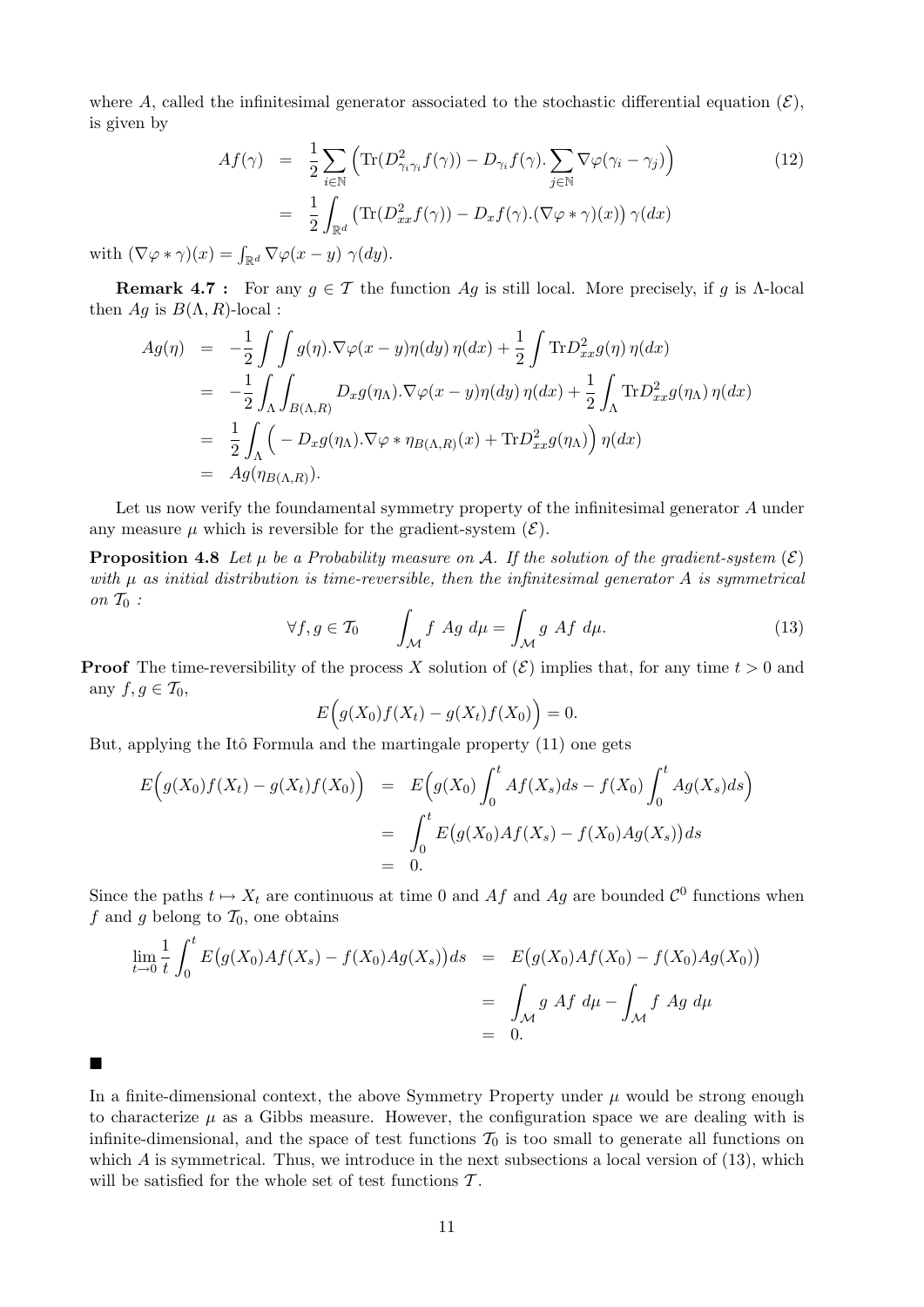where $A$, called the infinitesimal generator associated to the stochastic differential equation $(\mathcal{E})$, is given by

$$
\begin{aligned}
Af(\gamma) &= \frac{1}{2}\sum_{i\in\mathbb{N}}\Big(\mathrm{Tr}(D^2_{\gamma_i\gamma_i}f(\gamma)) - D_{\gamma_i}f(\gamma).\sum_{j\in\mathbb{N}}\nabla\varphi(\gamma_i-\gamma_j)\Big) \qquad (12)\\
&= \frac{1}{2}\int_{\mathbb{R}^d}\big(\mathrm{Tr}(D^2_{xx}f(\gamma)) - D_xf(\gamma).(\nabla\varphi*\gamma)(x)\big)\,\gamma(dx)
\end{aligned}
$$

with $(\nabla\varphi*\gamma)(x) = \int_{\mathbb{R}^d}\nabla\varphi(x-y)\ \gamma(dy)$.

**Remark 4.7 :** For any $g\in\mathcal{T}$ the function $Ag$ is still local. More precisely, if $g$ is $\Lambda$-local then $Ag$ is $B(\Lambda,R)$-local :

$$
\begin{aligned}
Ag(\eta) &= -\frac{1}{2}\int\int g(\eta).\nabla\varphi(x-y)\eta(dy)\,\eta(dx) + \frac{1}{2}\int \mathrm{Tr}D^2_{xx}g(\eta)\,\eta(dx)\\
&= -\frac{1}{2}\int_\Lambda\int_{B(\Lambda,R)} D_xg(\eta_\Lambda).\nabla\varphi(x-y)\eta(dy)\,\eta(dx) + \frac{1}{2}\int_\Lambda \mathrm{Tr}D^2_{xx}g(\eta_\Lambda)\,\eta(dx)\\
&= \frac{1}{2}\int_\Lambda\Big(-D_xg(\eta_\Lambda).\nabla\varphi*\eta_{B(\Lambda,R)}(x) + \mathrm{Tr}D^2_{xx}g(\eta_\Lambda)\Big)\,\eta(dx)\\
&= Ag(\eta_{B(\Lambda,R)}).
\end{aligned}
$$

Let us now verify the foundamental symmetry property of the infinitesimal generator $A$ under any measure $\mu$ which is reversible for the gradient-system $(\mathcal{E})$.

**Proposition 4.8** *Let $\mu$ be a Probability measure on $\mathcal{A}$. If the solution of the gradient-system $(\mathcal{E})$ with $\mu$ as initial distribution is time-reversible, then the infinitesimal generator $A$ is symmetrical on $\mathcal{T}_0$ :*

$$
\forall f,g\in\mathcal{T}_0 \qquad \int_{\mathcal{M}} f\ Ag\ d\mu = \int_{\mathcal{M}} g\ Af\ d\mu. \qquad (13)
$$

**Proof** The time-reversibility of the process $X$ solution of $(\mathcal{E})$ implies that, for any time $t>0$ and any $f,g\in\mathcal{T}_0$,

$$
E\Big(g(X_0)f(X_t) - g(X_t)f(X_0)\Big) = 0.
$$

But, applying the Itô Formula and the martingale property (11) one gets

$$
\begin{aligned}
E\Big(g(X_0)f(X_t) - g(X_t)f(X_0)\Big) &= E\Big(g(X_0)\int_0^t Af(X_s)ds - f(X_0)\int_0^t Ag(X_s)ds\Big)\\
&= \int_0^t E\big(g(X_0)Af(X_s) - f(X_0)Ag(X_s)\big)ds\\
&= 0.
\end{aligned}
$$

Since the paths $t\mapsto X_t$ are continuous at time 0 and $Af$ and $Ag$ are bounded $\mathcal{C}^0$ functions when $f$ and $g$ belong to $\mathcal{T}_0$, one obtains

$$
\begin{aligned}
\lim_{t\to 0}\frac{1}{t}\int_0^t E\big(g(X_0)Af(X_s) - f(X_0)Ag(X_s)\big)ds &= E\big(g(X_0)Af(X_0) - f(X_0)Ag(X_0)\big)\\
&= \int_{\mathcal{M}} g\ Af\ d\mu - \int_{\mathcal{M}} f\ Ag\ d\mu\\
&= 0.
\end{aligned}
$$

■

In a finite-dimensional context, the above Symmetry Property under $\mu$ would be strong enough to characterize $\mu$ as a Gibbs measure. However, the configuration space we are dealing with is infinite-dimensional, and the space of test functions $\mathcal{T}_0$ is too small to generate all functions on which $A$ is symmetrical. Thus, we introduce in the next subsections a local version of (13), which will be satisfied for the whole set of test functions $\mathcal{T}$.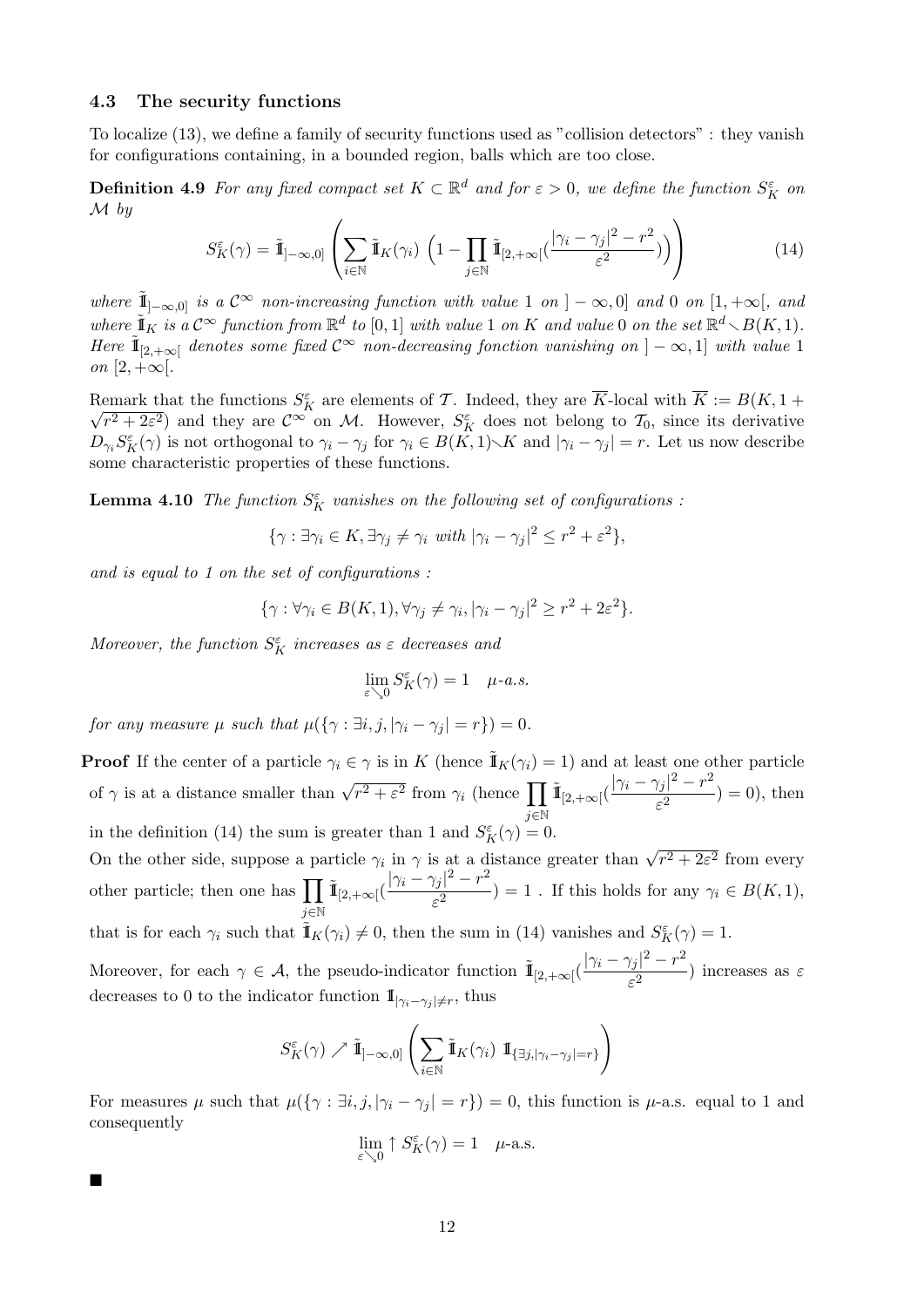### 4.3 The security functions

To localize (13), we define a family of security functions used as "collision detectors" : they vanish for configurations containing, in a bounded region, balls which are too close.

**Definition 4.9** *For any fixed compact set $K \subset \mathbb{R}^d$ and for $\varepsilon > 0$, we define the function $S_K^\varepsilon$ on $\mathcal{M}$ by*

$$S_K^\varepsilon(\gamma) = \tilde{\mathbb{1}}_{]-\infty,0]} \left( \sum_{i\in\mathbb{N}} \tilde{\mathbb{1}}_K(\gamma_i) \left(1 - \prod_{j\in\mathbb{N}} \tilde{\mathbb{1}}_{[2,+\infty[}(\frac{|\gamma_i - \gamma_j|^2 - r^2}{\varepsilon^2})\right)\right) \tag{14}$$

*where $\tilde{\mathbb{1}}_{]-\infty,0]}$ is a $\mathcal{C}^\infty$ non-increasing function with value 1 on $]-\infty,0]$ and 0 on $[1,+\infty[$, and where $\tilde{\mathbb{1}}_K$ is a $\mathcal{C}^\infty$ function from $\mathbb{R}^d$ to $[0,1]$ with value 1 on $K$ and value 0 on the set $\mathbb{R}^d \smallsetminus B(K,1)$. Here $\tilde{\mathbb{1}}_{[2,+\infty[}$ denotes some fixed $\mathcal{C}^\infty$ non-decreasing fonction vanishing on $]-\infty,1]$ with value 1 on $[2,+\infty[$.*

Remark that the functions $S_K^\varepsilon$ are elements of $\mathcal{T}$. Indeed, they are $\overline{K}$-local with $\overline{K} := B(K, 1+\sqrt{r^2+2\varepsilon^2})$ and they are $\mathcal{C}^\infty$ on $\mathcal{M}$. However, $S_K^\varepsilon$ does not belong to $\mathcal{T}_0$, since its derivative $D_{\gamma_i} S_K^\varepsilon(\gamma)$ is not orthogonal to $\gamma_i - \gamma_j$ for $\gamma_i \in B(K,1) \smallsetminus K$ and $|\gamma_i - \gamma_j| = r$. Let us now describe some characteristic properties of these functions.

**Lemma 4.10** *The function $S_K^\varepsilon$ vanishes on the following set of configurations :*

$$\{\gamma : \exists \gamma_i \in K, \exists \gamma_j \neq \gamma_i \text{ with } |\gamma_i - \gamma_j|^2 \leq r^2 + \varepsilon^2\},$$

*and is equal to 1 on the set of configurations :*

$$\{\gamma : \forall \gamma_i \in B(K,1), \forall \gamma_j \neq \gamma_i, |\gamma_i - \gamma_j|^2 \geq r^2 + 2\varepsilon^2\}.$$

*Moreover, the function $S_K^\varepsilon$ increases as $\varepsilon$ decreases and*

$$\lim_{\varepsilon \searrow 0} S_K^\varepsilon(\gamma) = 1 \quad \mu\text{-a.s.}$$

*for any measure $\mu$ such that $\mu(\{\gamma : \exists i,j, |\gamma_i - \gamma_j| = r\}) = 0$.*

**Proof** If the center of a particle $\gamma_i \in \gamma$ is in $K$ (hence $\tilde{\mathbb{1}}_K(\gamma_i) = 1$) and at least one other particle of $\gamma$ is at a distance smaller than $\sqrt{r^2+\varepsilon^2}$ from $\gamma_i$ (hence $\prod_{j\in\mathbb{N}} \tilde{\mathbb{1}}_{[2,+\infty[}(\frac{|\gamma_i - \gamma_j|^2 - r^2}{\varepsilon^2}) = 0$), then in the definition (14) the sum is greater than 1 and $S_K^\varepsilon(\gamma) = 0$.

On the other side, suppose a particle $\gamma_i$ in $\gamma$ is at a distance greater than $\sqrt{r^2+2\varepsilon^2}$ from every other particle; then one has $\prod_{j\in\mathbb{N}} \tilde{\mathbb{1}}_{[2,+\infty[}(\frac{|\gamma_i - \gamma_j|^2 - r^2}{\varepsilon^2}) = 1$ . If this holds for any $\gamma_i \in B(K,1)$, that is for each $\gamma_i$ such that $\tilde{\mathbb{1}}_K(\gamma_i) \neq 0$, then the sum in (14) vanishes and $S_K^\varepsilon(\gamma) = 1$.

Moreover, for each $\gamma \in \mathcal{A}$, the pseudo-indicator function $\tilde{\mathbb{1}}_{[2,+\infty[}(\frac{|\gamma_i - \gamma_j|^2 - r^2}{\varepsilon^2})$ increases as $\varepsilon$ decreases to 0 to the indicator function $\mathbb{1}_{|\gamma_i - \gamma_j| \neq r}$, thus

$$S_K^\varepsilon(\gamma) \nearrow \tilde{\mathbb{1}}_{]-\infty,0]} \left( \sum_{i\in\mathbb{N}} \tilde{\mathbb{1}}_K(\gamma_i) \; \mathbb{1}_{\{\exists j, |\gamma_i - \gamma_j| = r\}} \right)$$

For measures $\mu$ such that $\mu(\{\gamma : \exists i,j, |\gamma_i - \gamma_j| = r\}) = 0$, this function is $\mu$-a.s. equal to 1 and consequently

$$\lim_{\varepsilon \searrow 0} \uparrow S_K^\varepsilon(\gamma) = 1 \quad \mu\text{-a.s.}$$

■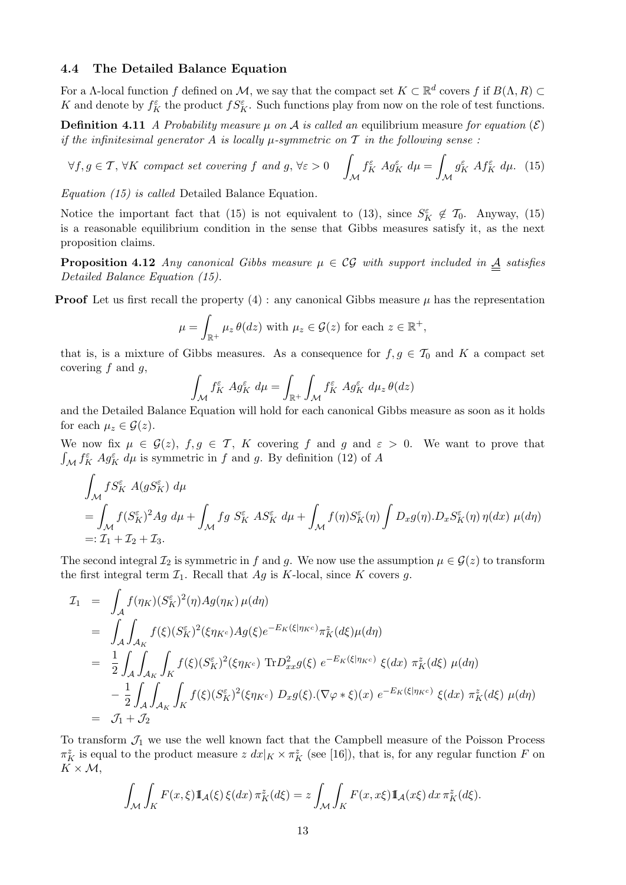### 4.4 The Detailed Balance Equation

For a $\Lambda$-local function $f$ defined on $\mathcal{M}$, we say that the compact set $K \subset \mathbb{R}^d$ covers $f$ if $B(\Lambda, R) \subset K$ and denote by $f_K^\varepsilon$ the product $f S_K^\varepsilon$. Such functions play from now on the role of test functions.

**Definition 4.11** *A Probability measure $\mu$ on $\mathcal{A}$ is called an* equilibrium measure *for equation $(\mathcal{E})$ if the infinitesimal generator $A$ is locally $\mu$-symmetric on $\mathcal{T}$ in the following sense :*

$$\forall f, g \in \mathcal{T}, \forall K \text{ compact set covering } f \text{ and } g, \forall \varepsilon > 0 \quad \int_{\mathcal{M}} f_K^\varepsilon \; A g_K^\varepsilon \; d\mu = \int_{\mathcal{M}} g_K^\varepsilon \; A f_K^\varepsilon \; d\mu. \quad (15)$$

*Equation (15) is called* Detailed Balance Equation*.*

Notice the important fact that (15) is not equivalent to (13), since $S_K^\varepsilon \notin \mathcal{T}_0$. Anyway, (15) is a reasonable equilibrium condition in the sense that Gibbs measures satisfy it, as the next proposition claims.

**Proposition 4.12** *Any canonical Gibbs measure $\mu \in \mathcal{CG}$ with support included in $\underline{\underline{\mathcal{A}}}$ satisfies Detailed Balance Equation (15).*

**Proof** Let us first recall the property (4) : any canonical Gibbs measure $\mu$ has the representation

$$\mu = \int_{\mathbb{R}^+} \mu_z \, \theta(dz) \text{ with } \mu_z \in \mathcal{G}(z) \text{ for each } z \in \mathbb{R}^+,$$

that is, is a mixture of Gibbs measures. As a consequence for $f, g \in \mathcal{T}_0$ and $K$ a compact set covering $f$ and $g$,

$$\int_{\mathcal{M}} f_K^\varepsilon \; A g_K^\varepsilon \; d\mu = \int_{\mathbb{R}^+} \int_{\mathcal{M}} f_K^\varepsilon \; A g_K^\varepsilon \; d\mu_z \, \theta(dz)$$

and the Detailed Balance Equation will hold for each canonical Gibbs measure as soon as it holds for each $\mu_z \in \mathcal{G}(z)$.

We now fix $\mu \in \mathcal{G}(z)$, $f, g \in \mathcal{T}$, $K$ covering $f$ and $g$ and $\varepsilon > 0$. We want to prove that $\int_{\mathcal{M}} f_K^\varepsilon \; A g_K^\varepsilon \; d\mu$ is symmetric in $f$ and $g$. By definition (12) of $A$

$$\begin{aligned}
&\int_{\mathcal{M}} f S_K^\varepsilon \; A(g S_K^\varepsilon) \; d\mu \\
&= \int_{\mathcal{M}} f (S_K^\varepsilon)^2 A g \; d\mu + \int_{\mathcal{M}} f g \; S_K^\varepsilon \; A S_K^\varepsilon \; d\mu + \int_{\mathcal{M}} f(\eta) S_K^\varepsilon(\eta) \int D_x g(\eta) . D_x S_K^\varepsilon(\eta) \, \eta(dx) \; \mu(d\eta) \\
&=: \mathcal{I}_1 + \mathcal{I}_2 + \mathcal{I}_3.
\end{aligned}$$

The second integral $\mathcal{I}_2$ is symmetric in $f$ and $g$. We now use the assumption $\mu \in \mathcal{G}(z)$ to transform the first integral term $\mathcal{I}_1$. Recall that $Ag$ is $K$-local, since $K$ covers $g$.

$$\begin{aligned}
\mathcal{I}_1 &= \int_{\mathcal{A}} f(\eta_K) (S_K^\varepsilon)^2(\eta) A g(\eta_K) \, \mu(d\eta) \\
&= \int_{\mathcal{A}} \int_{\mathcal{A}_K} f(\xi) (S_K^\varepsilon)^2(\xi \eta_{K^c}) A g(\xi) e^{-E_K(\xi | \eta_{K^c})} \pi_K^z(d\xi) \mu(d\eta) \\
&= \frac{1}{2} \int_{\mathcal{A}} \int_{\mathcal{A}_K} \int_K f(\xi) (S_K^\varepsilon)^2(\xi \eta_{K^c}) \; \mathrm{Tr} D_{xx}^2 g(\xi) \; e^{-E_K(\xi | \eta_{K^c})} \; \xi(dx) \; \pi_K^z(d\xi) \; \mu(d\eta) \\
&\quad - \frac{1}{2} \int_{\mathcal{A}} \int_{\mathcal{A}_K} \int_K f(\xi) (S_K^\varepsilon)^2(\xi \eta_{K^c}) \; D_x g(\xi) . (\nabla \varphi * \xi)(x) \; e^{-E_K(\xi | \eta_{K^c})} \; \xi(dx) \; \pi_K^z(d\xi) \; \mu(d\eta) \\
&= \mathcal{J}_1 + \mathcal{J}_2
\end{aligned}$$

To transform $\mathcal{J}_1$ we use the well known fact that the Campbell measure of the Poisson Process $\pi_K^z$ is equal to the product measure $z \, dx|_K \times \pi_K^z$ (see [16]), that is, for any regular function $F$ on $K \times \mathcal{M}$,

$$\int_{\mathcal{M}} \int_K F(x, \xi) 1\!\!1_{\mathcal{A}}(\xi) \, \xi(dx) \, \pi_K^z(d\xi) = z \int_{\mathcal{M}} \int_K F(x, x\xi) 1\!\!1_{\mathcal{A}}(x\xi) \, dx \, \pi_K^z(d\xi).$$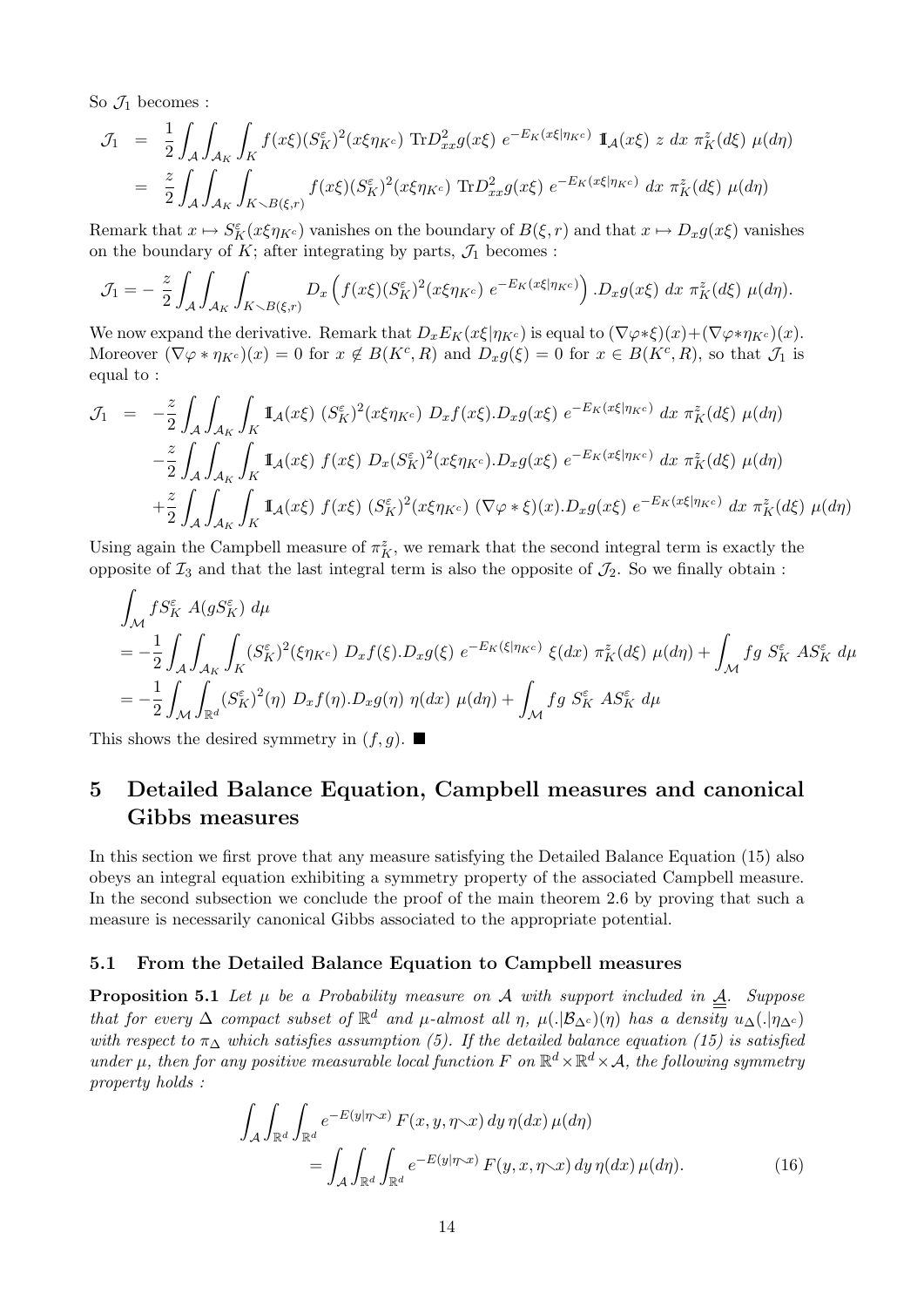So $\mathcal{J}_1$ becomes :

$$
\begin{aligned}
\mathcal{J}_1 &= \frac{1}{2}\int_{\mathcal{A}}\int_{\mathcal{A}_K}\int_K f(x\xi)(S_K^\varepsilon)^2(x\xi\eta_{K^c}) \ \mathrm{Tr}D^2_{xx}g(x\xi) \ e^{-E_K(x\xi|\eta_{K^c})} \ \mathbb{1}_{\mathcal{A}}(x\xi) \ z \ dx \ \pi_K^z(d\xi) \ \mu(d\eta) \\
&= \frac{z}{2}\int_{\mathcal{A}}\int_{\mathcal{A}_K}\int_{K\smallsetminus B(\xi,r)} f(x\xi)(S_K^\varepsilon)^2(x\xi\eta_{K^c}) \ \mathrm{Tr}D^2_{xx}g(x\xi) \ e^{-E_K(x\xi|\eta_{K^c})} \ dx \ \pi_K^z(d\xi) \ \mu(d\eta)
\end{aligned}
$$

Remark that $x \mapsto S_K^\varepsilon(x\xi\eta_{K^c})$ vanishes on the boundary of $B(\xi,r)$ and that $x \mapsto D_x g(x\xi)$ vanishes on the boundary of $K$; after integrating by parts, $\mathcal{J}_1$ becomes :

$$
\mathcal{J}_1 = -\frac{z}{2}\int_{\mathcal{A}}\int_{\mathcal{A}_K}\int_{K\smallsetminus B(\xi,r)} D_x\left(f(x\xi)(S_K^\varepsilon)^2(x\xi\eta_{K^c}) \ e^{-E_K(x\xi|\eta_{K^c})}\right).D_x g(x\xi) \ dx \ \pi_K^z(d\xi) \ \mu(d\eta).
$$

We now expand the derivative. Remark that $D_x E_K(x\xi|\eta_{K^c})$ is equal to $(\nabla\varphi*\xi)(x)+(\nabla\varphi*\eta_{K^c})(x)$. Moreover $(\nabla\varphi*\eta_{K^c})(x)=0$ for $x\notin B(K^c,R)$ and $D_x g(\xi)=0$ for $x\in B(K^c,R)$, so that $\mathcal{J}_1$ is equal to :

$$
\begin{aligned}
\mathcal{J}_1 = & -\frac{z}{2}\int_{\mathcal{A}}\int_{\mathcal{A}_K}\int_K \mathbb{1}_{\mathcal{A}}(x\xi) \ (S_K^\varepsilon)^2(x\xi\eta_{K^c}) \ D_x f(x\xi).D_x g(x\xi) \ e^{-E_K(x\xi|\eta_{K^c})} \ dx \ \pi_K^z(d\xi) \ \mu(d\eta) \\
& -\frac{z}{2}\int_{\mathcal{A}}\int_{\mathcal{A}_K}\int_K \mathbb{1}_{\mathcal{A}}(x\xi) \ f(x\xi) \ D_x(S_K^\varepsilon)^2(x\xi\eta_{K^c}).D_x g(x\xi) \ e^{-E_K(x\xi|\eta_{K^c})} \ dx \ \pi_K^z(d\xi) \ \mu(d\eta) \\
& +\frac{z}{2}\int_{\mathcal{A}}\int_{\mathcal{A}_K}\int_K \mathbb{1}_{\mathcal{A}}(x\xi) \ f(x\xi) \ (S_K^\varepsilon)^2(x\xi\eta_{K^c}) \ (\nabla\varphi*\xi)(x).D_x g(x\xi) \ e^{-E_K(x\xi|\eta_{K^c})} \ dx \ \pi_K^z(d\xi) \ \mu(d\eta)
\end{aligned}
$$

Using again the Campbell measure of $\pi_K^z$, we remark that the second integral term is exactly the opposite of $\mathcal{I}_3$ and that the last integral term is also the opposite of $\mathcal{J}_2$. So we finally obtain :

$$
\begin{aligned}
&\int_{\mathcal{M}} f S_K^\varepsilon \ A(gS_K^\varepsilon) \ d\mu \\
&= -\frac{1}{2}\int_{\mathcal{A}}\int_{\mathcal{A}_K}\int_K (S_K^\varepsilon)^2(\xi\eta_{K^c}) \ D_x f(\xi).D_x g(\xi) \ e^{-E_K(\xi|\eta_{K^c})} \ \xi(dx) \ \pi_K^z(d\xi) \ \mu(d\eta) + \int_{\mathcal{M}} fg \ S_K^\varepsilon \ AS_K^\varepsilon \ d\mu \\
&= -\frac{1}{2}\int_{\mathcal{M}}\int_{\mathbb{R}^d} (S_K^\varepsilon)^2(\eta) \ D_x f(\eta).D_x g(\eta) \ \eta(dx) \ \mu(d\eta) + \int_{\mathcal{M}} fg \ S_K^\varepsilon \ AS_K^\varepsilon \ d\mu
\end{aligned}
$$

This shows the desired symmetry in $(f,g)$. ∎

# 5 Detailed Balance Equation, Campbell measures and canonical Gibbs measures

In this section we first prove that any measure satisfying the Detailed Balance Equation (15) also obeys an integral equation exhibiting a symmetry property of the associated Campbell measure. In the second subsection we conclude the proof of the main theorem 2.6 by proving that such a measure is necessarily canonical Gibbs associated to the appropriate potential.

## 5.1 From the Detailed Balance Equation to Campbell measures

**Proposition 5.1** *Let $\mu$ be a Probability measure on $\mathcal{A}$ with support included in $\underline{\underline{\mathcal{A}}}$. Suppose that for every $\Delta$ compact subset of $\mathbb{R}^d$ and $\mu$-almost all $\eta$, $\mu(.|\mathcal{B}_{\Delta^c})(\eta)$ has a density $u_\Delta(.|\eta_{\Delta^c})$ with respect to $\pi_\Delta$ which satisfies assumption (5). If the detailed balance equation (15) is satisfied under $\mu$, then for any positive measurable local function $F$ on $\mathbb{R}^d\times\mathbb{R}^d\times\mathcal{A}$, the following symmetry property holds :*

$$
\begin{aligned}
&\int_{\mathcal{A}}\int_{\mathbb{R}^d}\int_{\mathbb{R}^d} e^{-E(y|\eta\smallsetminus x)} \, F(x,y,\eta\smallsetminus x) \, dy \, \eta(dx) \, \mu(d\eta) \\
&\qquad = \int_{\mathcal{A}}\int_{\mathbb{R}^d}\int_{\mathbb{R}^d} e^{-E(y|\eta\smallsetminus x)} \, F(y,x,\eta\smallsetminus x) \, dy \, \eta(dx) \, \mu(d\eta). \qquad (16)
\end{aligned}
$$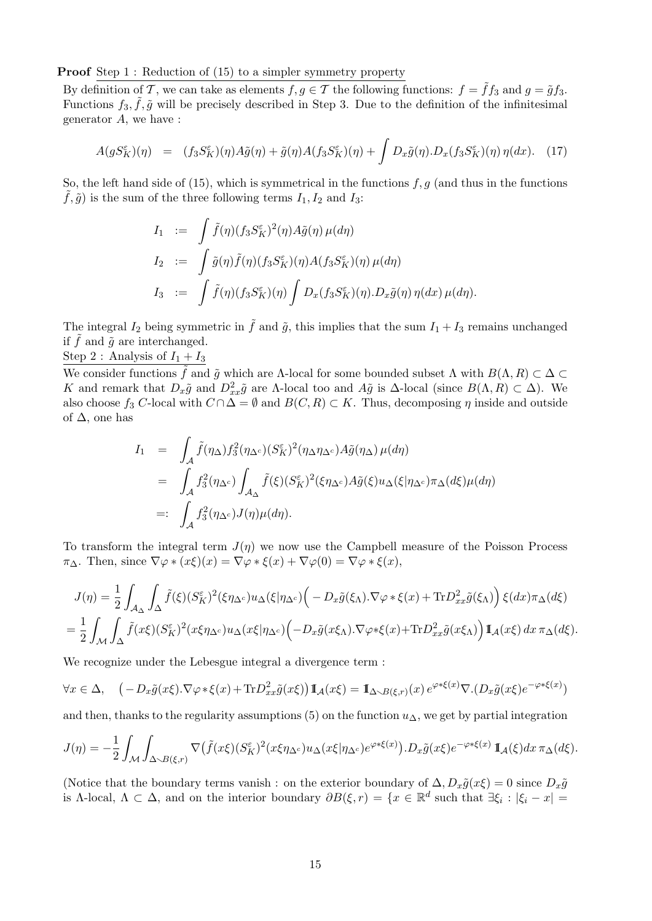**Proof** Step 1 : Reduction of (15) to a simpler symmetry property

By definition of $\mathcal{T}$, we can take as elements $f, g \in \mathcal{T}$ the following functions: $f = \tilde{f} f_3$ and $g = \tilde{g} f_3$. Functions $f_3, \tilde{f}, \tilde{g}$ will be precisely described in Step 3. Due to the definition of the infinitesimal generator $A$, we have :

$$A(gS_K^\varepsilon)(\eta) \;=\; (f_3 S_K^\varepsilon)(\eta) A\tilde{g}(\eta) + \tilde{g}(\eta) A(f_3 S_K^\varepsilon)(\eta) + \int D_x \tilde{g}(\eta).D_x(f_3 S_K^\varepsilon)(\eta)\, \eta(dx). \quad (17)$$

So, the left hand side of (15), which is symmetrical in the functions $f, g$ (and thus in the functions $\tilde{f}, \tilde{g}$) is the sum of the three following terms $I_1, I_2$ and $I_3$:

$$\begin{aligned}
I_1 &:= \int \tilde{f}(\eta)(f_3 S_K^\varepsilon)^2(\eta) A\tilde{g}(\eta)\, \mu(d\eta) \\
I_2 &:= \int \tilde{g}(\eta)\tilde{f}(\eta)(f_3 S_K^\varepsilon)(\eta) A(f_3 S_K^\varepsilon)(\eta)\, \mu(d\eta) \\
I_3 &:= \int \tilde{f}(\eta)(f_3 S_K^\varepsilon)(\eta) \int D_x(f_3 S_K^\varepsilon)(\eta).D_x \tilde{g}(\eta)\, \eta(dx)\, \mu(d\eta).
\end{aligned}$$

The integral $I_2$ being symmetric in $\tilde{f}$ and $\tilde{g}$, this implies that the sum $I_1 + I_3$ remains unchanged if $\tilde{f}$ and $\tilde{g}$ are interchanged.

Step 2 : Analysis of $I_1 + I_3$

We consider functions $\tilde{f}$ and $\tilde{g}$ which are $\Lambda$-local for some bounded subset $\Lambda$ with $B(\Lambda, R) \subset \Delta \subset K$ and remark that $D_x\tilde{g}$ and $D^2_{xx}\tilde{g}$ are $\Lambda$-local too and $A\tilde{g}$ is $\Delta$-local (since $B(\Lambda, R) \subset \Delta$). We also choose $f_3$ $C$-local with $C \cap \Delta = \emptyset$ and $B(C, R) \subset K$. Thus, decomposing $\eta$ inside and outside of $\Delta$, one has

$$\begin{aligned}
I_1 &= \int_{\mathcal{A}} \tilde{f}(\eta_\Delta) f_3^2(\eta_{\Delta^c})(S_K^\varepsilon)^2(\eta_\Delta \eta_{\Delta^c}) A\tilde{g}(\eta_\Delta)\, \mu(d\eta) \\
&= \int_{\mathcal{A}} f_3^2(\eta_{\Delta^c}) \int_{\mathcal{A}_\Delta} \tilde{f}(\xi)(S_K^\varepsilon)^2(\xi\eta_{\Delta^c}) A\tilde{g}(\xi) u_\Delta(\xi|\eta_{\Delta^c})\pi_\Delta(d\xi)\mu(d\eta) \\
&=: \int_{\mathcal{A}} f_3^2(\eta_{\Delta^c}) J(\eta)\mu(d\eta).
\end{aligned}$$

To transform the integral term $J(\eta)$ we now use the Campbell measure of the Poisson Process $\pi_\Delta$. Then, since $\nabla\varphi * (x\xi)(x) = \nabla\varphi * \xi(x) + \nabla\varphi(0) = \nabla\varphi * \xi(x)$,

$$\begin{aligned}
J(\eta) &= \frac{1}{2}\int_{\mathcal{A}_\Delta}\int_\Delta \tilde{f}(\xi)(S_K^\varepsilon)^2(\xi\eta_{\Delta^c}) u_\Delta(\xi|\eta_{\Delta^c})\Big( -D_x\tilde{g}(\xi_\Lambda).\nabla\varphi * \xi(x) + \mathrm{Tr} D^2_{xx}\tilde{g}(\xi_\Lambda)\Big)\, \xi(dx)\pi_\Delta(d\xi) \\
&= \frac{1}{2}\int_{\mathcal{M}}\int_\Delta \tilde{f}(x\xi)(S_K^\varepsilon)^2(x\xi\eta_{\Delta^c}) u_\Delta(x\xi|\eta_{\Delta^c})\Big( -D_x\tilde{g}(x\xi_\Lambda).\nabla\varphi * \xi(x) + \mathrm{Tr} D^2_{xx}\tilde{g}(x\xi_\Lambda)\Big) 1\!\!1_{\mathcal{A}}(x\xi)\, dx\, \pi_\Delta(d\xi).
\end{aligned}$$

We recognize under the Lebesgue integral a divergence term :

$$\forall x \in \Delta, \quad \big( -D_x\tilde{g}(x\xi).\nabla\varphi * \xi(x) + \mathrm{Tr} D^2_{xx}\tilde{g}(x\xi)\big) 1\!\!1_{\mathcal{A}}(x\xi) = 1\!\!1_{\Delta \smallsetminus B(\xi, r)}(x)\, e^{\varphi*\xi(x)} \nabla.(D_x\tilde{g}(x\xi) e^{-\varphi*\xi(x)})$$

and then, thanks to the regularity assumptions (5) on the function $u_\Delta$, we get by partial integration

$$J(\eta) = -\frac{1}{2}\int_{\mathcal{M}}\int_{\Delta\smallsetminus B(\xi, r)} \nabla\big(\tilde{f}(x\xi)(S_K^\varepsilon)^2(x\xi\eta_{\Delta^c}) u_\Delta(x\xi|\eta_{\Delta^c}) e^{\varphi*\xi(x)}\big).D_x\tilde{g}(x\xi) e^{-\varphi*\xi(x)}\, 1\!\!1_{\mathcal{A}}(\xi) dx\, \pi_\Delta(d\xi).$$

(Notice that the boundary terms vanish : on the exterior boundary of $\Delta$, $D_x\tilde{g}(x\xi) = 0$ since $D_x\tilde{g}$ is $\Lambda$-local, $\Lambda \subset \Delta$, and on the interior boundary $\partial B(\xi, r) = \{x \in \mathbb{R}^d$ such that $\exists \xi_i : |\xi_i - x| =$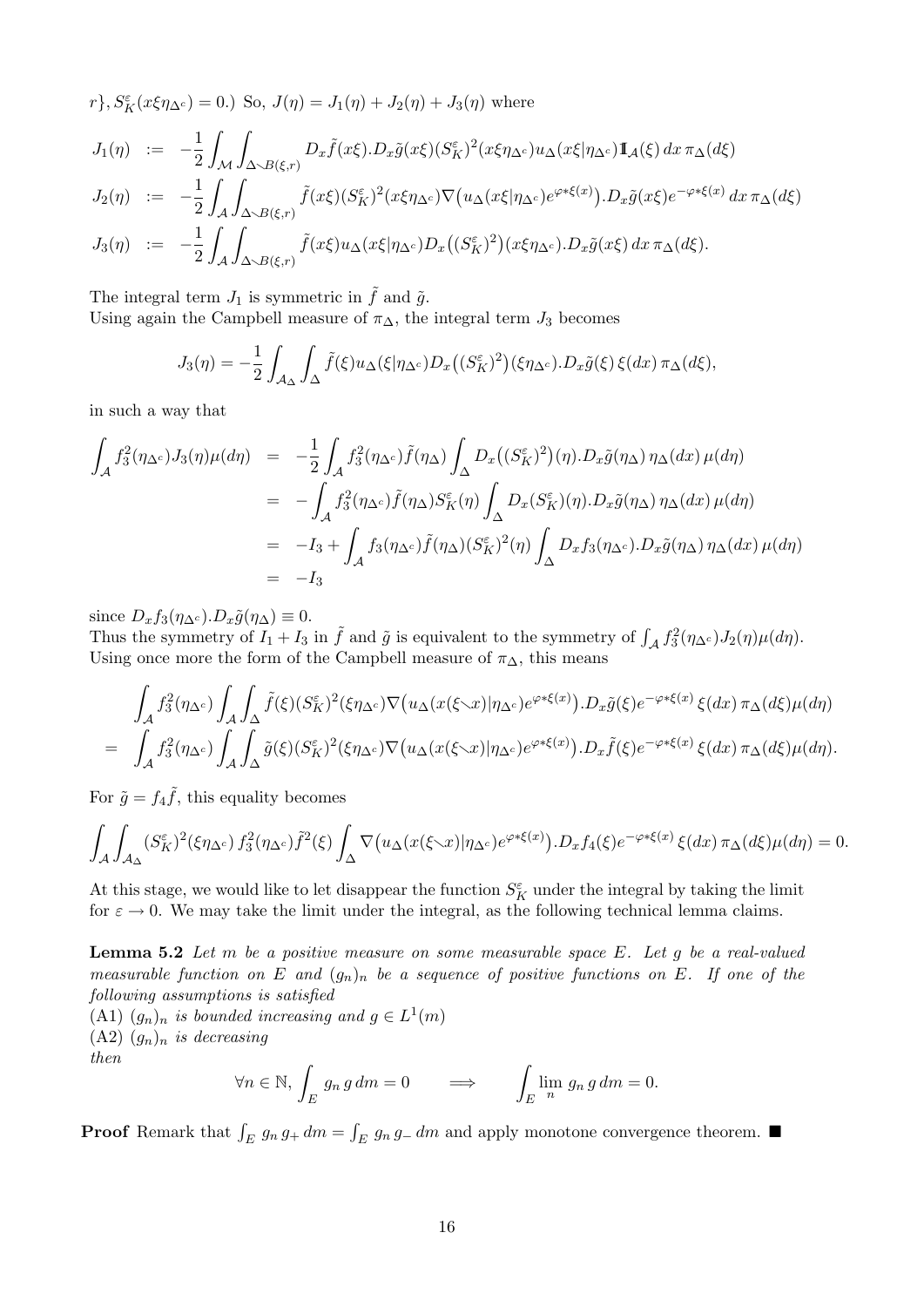$r\}, S^\varepsilon_K(x\xi\eta_{\Delta^c}) = 0$.) So, $J(\eta) = J_1(\eta) + J_2(\eta) + J_3(\eta)$ where

$$
\begin{aligned}
J_1(\eta) &:= -\frac{1}{2}\int_{\mathcal{M}}\int_{\Delta\smallsetminus B(\xi,r)} D_x\tilde{f}(x\xi).D_x\tilde{g}(x\xi)(S^\varepsilon_K)^2(x\xi\eta_{\Delta^c})u_\Delta(x\xi|\eta_{\Delta^c})\mathbb{1}_{\mathcal{A}}(\xi)\,dx\,\pi_\Delta(d\xi)\\
J_2(\eta) &:= -\frac{1}{2}\int_{\mathcal{A}}\int_{\Delta\smallsetminus B(\xi,r)} \tilde{f}(x\xi)(S^\varepsilon_K)^2(x\xi\eta_{\Delta^c})\nabla\big(u_\Delta(x\xi|\eta_{\Delta^c})e^{\varphi*\xi(x)}\big).D_x\tilde{g}(x\xi)e^{-\varphi*\xi(x)}\,dx\,\pi_\Delta(d\xi)\\
J_3(\eta) &:= -\frac{1}{2}\int_{\mathcal{A}}\int_{\Delta\smallsetminus B(\xi,r)} \tilde{f}(x\xi)u_\Delta(x\xi|\eta_{\Delta^c})D_x\big((S^\varepsilon_K)^2\big)(x\xi\eta_{\Delta^c}).D_x\tilde{g}(x\xi)\,dx\,\pi_\Delta(d\xi).
\end{aligned}
$$

The integral term $J_1$ is symmetric in $\tilde{f}$ and $\tilde{g}$.
Using again the Campbell measure of $\pi_\Delta$, the integral term $J_3$ becomes

$$
J_3(\eta) = -\frac{1}{2}\int_{\mathcal{A}_\Delta}\int_\Delta \tilde{f}(\xi)u_\Delta(\xi|\eta_{\Delta^c})D_x\big((S^\varepsilon_K)^2\big)(\xi\eta_{\Delta^c}).D_x\tilde{g}(\xi)\,\xi(dx)\,\pi_\Delta(d\xi),
$$

in such a way that

$$
\begin{aligned}
\int_{\mathcal{A}} f_3^2(\eta_{\Delta^c})J_3(\eta)\mu(d\eta) &= -\frac{1}{2}\int_{\mathcal{A}} f_3^2(\eta_{\Delta^c})\tilde{f}(\eta_\Delta)\int_\Delta D_x\big((S^\varepsilon_K)^2\big)(\eta).D_x\tilde{g}(\eta_\Delta)\,\eta_\Delta(dx)\,\mu(d\eta)\\
&= -\int_{\mathcal{A}} f_3^2(\eta_{\Delta^c})\tilde{f}(\eta_\Delta)S^\varepsilon_K(\eta)\int_\Delta D_x(S^\varepsilon_K)(\eta).D_x\tilde{g}(\eta_\Delta)\,\eta_\Delta(dx)\,\mu(d\eta)\\
&= -I_3 + \int_{\mathcal{A}} f_3(\eta_{\Delta^c})\tilde{f}(\eta_\Delta)(S^\varepsilon_K)^2(\eta)\int_\Delta D_x f_3(\eta_{\Delta^c}).D_x\tilde{g}(\eta_\Delta)\,\eta_\Delta(dx)\,\mu(d\eta)\\
&= -I_3
\end{aligned}
$$

since $D_x f_3(\eta_{\Delta^c}).D_x\tilde{g}(\eta_\Delta) \equiv 0$.
Thus the symmetry of $I_1 + I_3$ in $\tilde{f}$ and $\tilde{g}$ is equivalent to the symmetry of $\int_{\mathcal{A}} f_3^2(\eta_{\Delta^c})J_2(\eta)\mu(d\eta)$.
Using once more the form of the Campbell measure of $\pi_\Delta$, this means

$$
\begin{aligned}
&\int_{\mathcal{A}} f_3^2(\eta_{\Delta^c})\int_{\mathcal{A}}\int_\Delta \tilde{f}(\xi)(S^\varepsilon_K)^2(\xi\eta_{\Delta^c})\nabla\big(u_\Delta(x(\xi\smallsetminus x)|\eta_{\Delta^c})e^{\varphi*\xi(x)}\big).D_x\tilde{g}(\xi)e^{-\varphi*\xi(x)}\,\xi(dx)\,\pi_\Delta(d\xi)\mu(d\eta)\\
=\;&\int_{\mathcal{A}} f_3^2(\eta_{\Delta^c})\int_{\mathcal{A}}\int_\Delta \tilde{g}(\xi)(S^\varepsilon_K)^2(\xi\eta_{\Delta^c})\nabla\big(u_\Delta(x(\xi\smallsetminus x)|\eta_{\Delta^c})e^{\varphi*\xi(x)}\big).D_x\tilde{f}(\xi)e^{-\varphi*\xi(x)}\,\xi(dx)\,\pi_\Delta(d\xi)\mu(d\eta).
\end{aligned}
$$

For $\tilde{g} = f_4\tilde{f}$, this equality becomes

$$
\int_{\mathcal{A}}\int_{\mathcal{A}_\Delta}(S^\varepsilon_K)^2(\xi\eta_{\Delta^c})\,f_3^2(\eta_{\Delta^c})\tilde{f}^2(\xi)\int_\Delta\nabla\big(u_\Delta(x(\xi\smallsetminus x)|\eta_{\Delta^c})e^{\varphi*\xi(x)}\big).D_x f_4(\xi)e^{-\varphi*\xi(x)}\,\xi(dx)\,\pi_\Delta(d\xi)\mu(d\eta) = 0.
$$

At this stage, we would like to let disappear the function $S^\varepsilon_K$ under the integral by taking the limit for $\varepsilon \to 0$. We may take the limit under the integral, as the following technical lemma claims.

**Lemma 5.2** *Let $m$ be a positive measure on some measurable space $E$. Let $g$ be a real-valued measurable function on $E$ and $(g_n)_n$ be a sequence of positive functions on $E$. If one of the following assumptions is satisfied*
*(A1) $(g_n)_n$ is bounded increasing and $g \in L^1(m)$*
*(A2) $(g_n)_n$ is decreasing*
*then*

$$
\forall n \in \mathbb{N}, \int_E g_n\,g\,dm = 0 \qquad\Longrightarrow\qquad \int_E \lim_n g_n\,g\,dm = 0.
$$

**Proof** Remark that $\int_E g_n\,g_+\,dm = \int_E g_n\,g_-\,dm$ and apply monotone convergence theorem. ■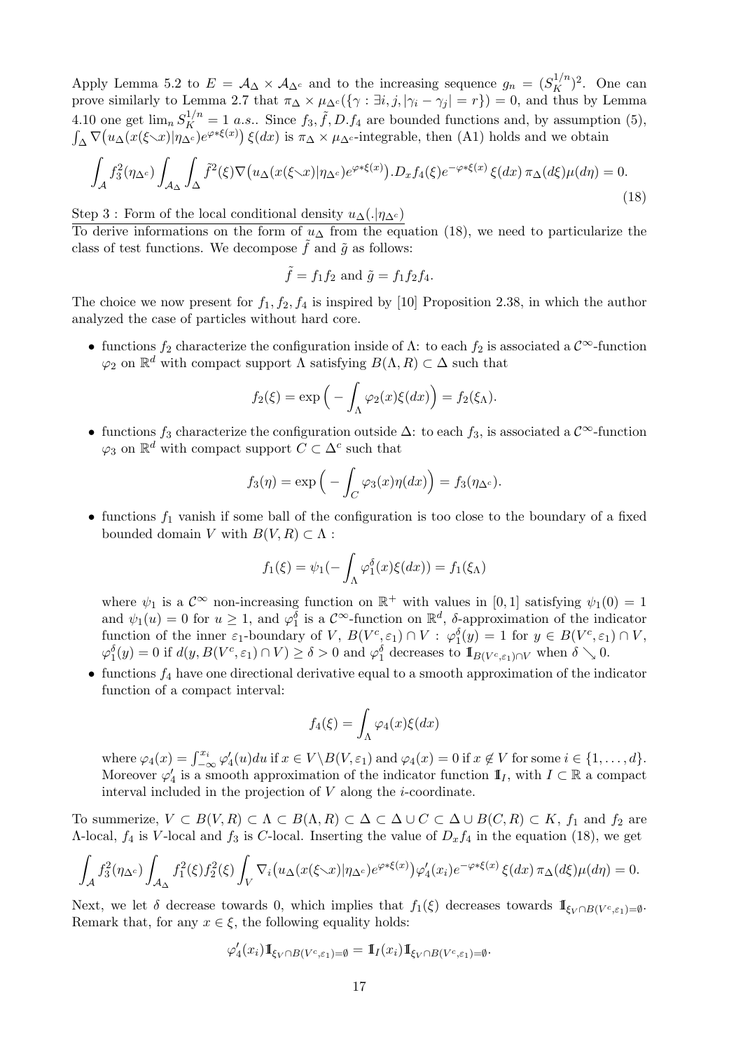Apply Lemma 5.2 to $E = \mathcal{A}_\Delta \times \mathcal{A}_{\Delta^c}$ and to the increasing sequence $g_n = (S_K^{1/n})^2$. One can prove similarly to Lemma 2.7 that $\pi_\Delta \times \mu_{\Delta^c}(\{\gamma : \exists i, j, |\gamma_i - \gamma_j| = r\}) = 0$, and thus by Lemma 4.10 one get $\lim_n S_K^{1/n} = 1$ *a.s.*. Since $f_3, \tilde{f}, D.f_4$ are bounded functions and, by assumption (5), $\int_\Delta \nabla\big(u_\Delta(x(\xi \setminus x)|\eta_{\Delta^c})e^{\varphi * \xi(x)}\big)\,\xi(dx)$ is $\pi_\Delta \times \mu_{\Delta^c}$-integrable, then (A1) holds and we obtain

$$\int_{\mathcal{A}} f_3^2(\eta_{\Delta^c}) \int_{\mathcal{A}_\Delta} \int_\Delta \tilde{f}^2(\xi) \nabla\big(u_\Delta(x(\xi \setminus x)|\eta_{\Delta^c})e^{\varphi*\xi(x)}\big).D_x f_4(\xi) e^{-\varphi*\xi(x)}\,\xi(dx)\,\pi_\Delta(d\xi)\mu(d\eta) = 0. \tag{18}$$

Step 3 : Form of the local conditional density $u_\Delta(.|\eta_{\Delta^c})$

To derive informations on the form of $u_\Delta$ from the equation (18), we need to particularize the class of test functions. We decompose $\tilde{f}$ and $\tilde{g}$ as follows:

$$\tilde{f} = f_1 f_2 \text{ and } \tilde{g} = f_1 f_2 f_4.$$

The choice we now present for $f_1, f_2, f_4$ is inspired by [10] Proposition 2.38, in which the author analyzed the case of particles without hard core.

- functions $f_2$ characterize the configuration inside of $\Lambda$: to each $f_2$ is associated a $\mathcal{C}^\infty$-function $\varphi_2$ on $\mathbb{R}^d$ with compact support $\Lambda$ satisfying $B(\Lambda, R) \subset \Delta$ such that

$$f_2(\xi) = \exp\Big(-\int_\Lambda \varphi_2(x)\xi(dx)\Big) = f_2(\xi_\Lambda).$$

- functions $f_3$ characterize the configuration outside $\Delta$: to each $f_3$, is associated a $\mathcal{C}^\infty$-function $\varphi_3$ on $\mathbb{R}^d$ with compact support $C \subset \Delta^c$ such that

$$f_3(\eta) = \exp\Big(-\int_C \varphi_3(x)\eta(dx)\Big) = f_3(\eta_{\Delta^c}).$$

- functions $f_1$ vanish if some ball of the configuration is too close to the boundary of a fixed bounded domain $V$ with $B(V, R) \subset \Lambda$ :

$$f_1(\xi) = \psi_1(-\int_\Lambda \varphi_1^\delta(x)\xi(dx)) = f_1(\xi_\Lambda)$$

where $\psi_1$ is a $\mathcal{C}^\infty$ non-increasing function on $\mathbb{R}^+$ with values in $[0,1]$ satisfying $\psi_1(0) = 1$ and $\psi_1(u) = 0$ for $u \geq 1$, and $\varphi_1^\delta$ is a $\mathcal{C}^\infty$-function on $\mathbb{R}^d$, $\delta$-approximation of the indicator function of the inner $\varepsilon_1$-boundary of $V$, $B(V^c, \varepsilon_1) \cap V$ : $\varphi_1^\delta(y) = 1$ for $y \in B(V^c, \varepsilon_1) \cap V$, $\varphi_1^\delta(y) = 0$ if $d(y, B(V^c, \varepsilon_1) \cap V) \geq \delta > 0$ and $\varphi_1^\delta$ decreases to $\mathbb{1}_{B(V^c,\varepsilon_1)\cap V}$ when $\delta \searrow 0$.

- functions $f_4$ have one directional derivative equal to a smooth approximation of the indicator function of a compact interval:

$$f_4(\xi) = \int_\Lambda \varphi_4(x)\xi(dx)$$

where $\varphi_4(x) = \int_{-\infty}^{x_i} \varphi_4'(u)du$ if $x \in V \setminus B(V, \varepsilon_1)$ and $\varphi_4(x) = 0$ if $x \notin V$ for some $i \in \{1, \ldots, d\}$. Moreover $\varphi_4'$ is a smooth approximation of the indicator function $\mathbb{1}_I$, with $I \subset \mathbb{R}$ a compact interval included in the projection of $V$ along the $i$-coordinate.

To summerize, $V \subset B(V, R) \subset \Lambda \subset B(\Lambda, R) \subset \Delta \subset \Delta \cup C \subset \Delta \cup B(C, R) \subset K$, $f_1$ and $f_2$ are $\Lambda$-local, $f_4$ is $V$-local and $f_3$ is $C$-local. Inserting the value of $D_x f_4$ in the equation (18), we get

$$\int_{\mathcal{A}} f_3^2(\eta_{\Delta^c}) \int_{\mathcal{A}_\Delta} f_1^2(\xi) f_2^2(\xi) \int_V \nabla_i\big(u_\Delta(x(\xi \setminus x)|\eta_{\Delta^c})e^{\varphi*\xi(x)}\big)\varphi_4'(x_i) e^{-\varphi*\xi(x)}\,\xi(dx)\,\pi_\Delta(d\xi)\mu(d\eta) = 0.$$

Next, we let $\delta$ decrease towards 0, which implies that $f_1(\xi)$ decreases towards $\mathbb{1}_{\xi_V \cap B(V^c,\varepsilon_1) = \emptyset}$. Remark that, for any $x \in \xi$, the following equality holds:

$$\varphi_4'(x_i)\mathbb{1}_{\xi_V \cap B(V^c,\varepsilon_1)=\emptyset} = \mathbb{1}_I(x_i)\mathbb{1}_{\xi_V \cap B(V^c,\varepsilon_1)=\emptyset}.$$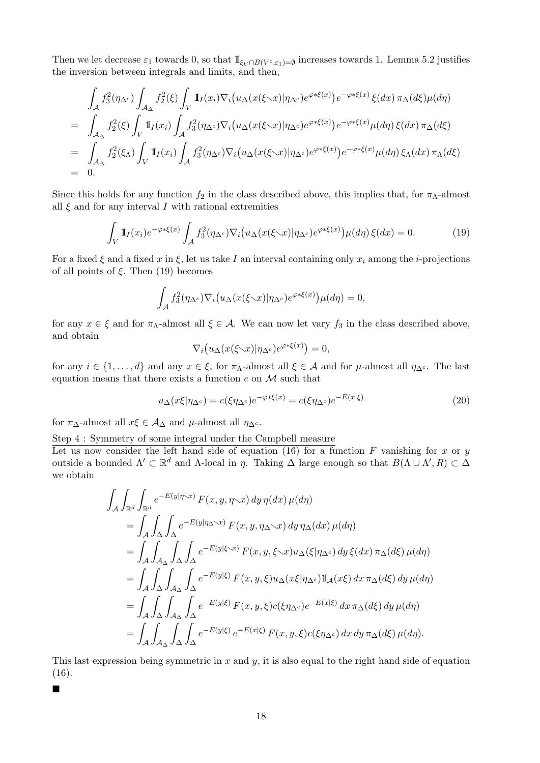Then we let decrease $\varepsilon_1$ towards 0, so that $\mathbb{1}_{\xi_V \cap B(V^c,\varepsilon_1)=\emptyset}$ increases towards 1. Lemma 5.2 justifies the inversion between integrals and limits, and then,

$$
\begin{aligned}
& \int_{\mathcal{A}} f_3^2(\eta_{\Delta^c}) \int_{\mathcal{A}_\Delta} f_2^2(\xi) \int_V \mathbb{1}_I(x_i) \nabla_i \big( u_\Delta(x(\xi \setminus x)|\eta_{\Delta^c}) e^{\varphi * \xi(x)} \big) e^{-\varphi * \xi(x)} \, \xi(dx) \, \pi_\Delta(d\xi) \mu(d\eta) \\
= & \int_{\mathcal{A}_\Delta} f_2^2(\xi) \int_V \mathbb{1}_I(x_i) \int_{\mathcal{A}} f_3^2(\eta_{\Delta^c}) \nabla_i \big( u_\Delta(x(\xi \setminus x)|\eta_{\Delta^c}) e^{\varphi * \xi(x)} \big) e^{-\varphi * \xi(x)} \mu(d\eta) \, \xi(dx) \, \pi_\Delta(d\xi) \\
= & \int_{\mathcal{A}_\Delta} f_2^2(\xi_\Lambda) \int_V \mathbb{1}_I(x_i) \int_{\mathcal{A}} f_3^2(\eta_{\Delta^c}) \nabla_i \big( u_\Delta(x(\xi \setminus x)|\eta_{\Delta^c}) e^{\varphi * \xi(x)} \big) e^{-\varphi * \xi(x)} \mu(d\eta) \, \xi_\Lambda(dx) \, \pi_\Lambda(d\xi) \\
= & \ 0.
\end{aligned}
$$

Since this holds for any function $f_2$ in the class described above, this implies that, for $\pi_\Lambda$-almost all $\xi$ and for any interval $I$ with rational extremities

$$
\int_V \mathbb{1}_I(x_i) e^{-\varphi * \xi(x)} \int_{\mathcal{A}} f_3^2(\eta_{\Delta^c}) \nabla_i \big( u_\Delta(x(\xi \setminus x)|\eta_{\Delta^c}) e^{\varphi * \xi(x)} \big) \mu(d\eta) \, \xi(dx) = 0. \tag{19}
$$

For a fixed $\xi$ and a fixed $x$ in $\xi$, let us take $I$ an interval containing only $x_i$ among the $i$-projections of all points of $\xi$. Then (19) becomes

$$
\int_{\mathcal{A}} f_3^2(\eta_{\Delta^c}) \nabla_i \big( u_\Delta(x(\xi \setminus x)|\eta_{\Delta^c}) e^{\varphi * \xi(x)} \big) \mu(d\eta) = 0,
$$

for any $x \in \xi$ and for $\pi_\Lambda$-almost all $\xi \in \mathcal{A}$. We can now let vary $f_3$ in the class described above, and obtain

$$
\nabla_i \big( u_\Delta(x(\xi \setminus x)|\eta_{\Delta^c}) e^{\varphi * \xi(x)} \big) = 0,
$$

for any $i \in \{1, \ldots, d\}$ and any $x \in \xi$, for $\pi_\Lambda$-almost all $\xi \in \mathcal{A}$ and for $\mu$-almost all $\eta_{\Delta^c}$. The last equation means that there exists a function $c$ on $\mathcal{M}$ such that

$$
u_\Delta(x\xi|\eta_{\Delta^c}) = c(\xi\eta_{\Delta^c}) e^{-\varphi * \xi(x)} = c(\xi\eta_{\Delta^c}) e^{-E(x|\xi)} \tag{20}
$$

for $\pi_\Delta$-almost all $x\xi \in \mathcal{A}_\Delta$ and $\mu$-almost all $\eta_{\Delta^c}$.

Step 4 : Symmetry of some integral under the Campbell measure

Let us now consider the left hand side of equation (16) for a function $F$ vanishing for $x$ or $y$ outside a bounded $\Lambda' \subset \mathbb{R}^d$ and $\Lambda$-local in $\eta$. Taking $\Delta$ large enough so that $B(\Lambda \cup \Lambda', R) \subset \Delta$ we obtain

$$
\begin{aligned}
& \int_{\mathcal{A}} \int_{\mathbb{R}^d} \int_{\mathbb{R}^d} e^{-E(y|\eta \setminus x)} F(x, y, \eta \setminus x) \, dy \, \eta(dx) \, \mu(d\eta) \\
& = \int_{\mathcal{A}} \int_\Delta \int_\Delta e^{-E(y|\eta_\Delta \setminus x)} F(x, y, \eta_\Delta \setminus x) \, dy \, \eta_\Delta(dx) \, \mu(d\eta) \\
& = \int_{\mathcal{A}} \int_{\mathcal{A}_\Delta} \int_\Delta \int_\Delta e^{-E(y|\xi \setminus x)} F(x, y, \xi \setminus x) u_\Delta(\xi|\eta_{\Delta^c}) \, dy \, \xi(dx) \, \pi_\Delta(d\xi) \, \mu(d\eta) \\
& = \int_{\mathcal{A}} \int_\Delta \int_{\mathcal{A}_\Delta} \int_\Delta e^{-E(y|\xi)} F(x, y, \xi) u_\Delta(x\xi|\eta_{\Delta^c}) \mathbb{1}_{\mathcal{A}}(x\xi) \, dx \, \pi_\Delta(d\xi) \, dy \, \mu(d\eta) \\
& = \int_{\mathcal{A}} \int_\Delta \int_{\mathcal{A}_\Delta} \int_\Delta e^{-E(y|\xi)} F(x, y, \xi) c(\xi\eta_{\Delta^c}) e^{-E(x|\xi)} \, dx \, \pi_\Delta(d\xi) \, dy \, \mu(d\eta) \\
& = \int_{\mathcal{A}} \int_{\mathcal{A}_\Delta} \int_\Delta \int_\Delta e^{-E(y|\xi)} \, e^{-E(x|\xi)} \, F(x, y, \xi) c(\xi\eta_{\Delta^c}) \, dx \, dy \, \pi_\Delta(d\xi) \, \mu(d\eta).
\end{aligned}
$$

This last expression being symmetric in $x$ and $y$, it is also equal to the right hand side of equation (16).

■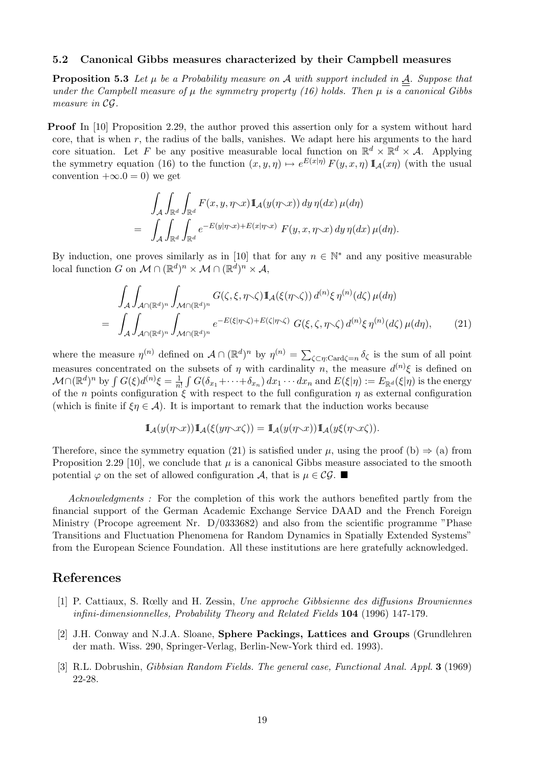### 5.2 Canonical Gibbs measures characterized by their Campbell measures

**Proposition 5.3** *Let $\mu$ be a Probability measure on $\mathcal{A}$ with support included in $\underline{\underline{\mathcal{A}}}$. Suppose that under the Campbell measure of $\mu$ the symmetry property (16) holds. Then $\mu$ is a canonical Gibbs measure in $\mathcal{CG}$.*

**Proof** In [10] Proposition 2.29, the author proved this assertion only for a system without hard core, that is when $r$, the radius of the balls, vanishes. We adapt here his arguments to the hard core situation. Let $F$ be any positive measurable local function on $\mathbb{R}^d \times \mathbb{R}^d \times \mathcal{A}$. Applying the symmetry equation (16) to the function $(x, y, \eta) \mapsto e^{E(x|\eta)} F(y, x, \eta) \mathbb{1}_{\mathcal{A}}(x\eta)$ (with the usual convention $+\infty.0 = 0$) we get

$$
\begin{aligned}
&\int_{\mathcal{A}} \int_{\mathbb{R}^d} \int_{\mathbb{R}^d} F(x, y, \eta \diagdown x) \mathbb{1}_{\mathcal{A}}(y(\eta \diagdown x))\, dy\, \eta(dx)\, \mu(d\eta) \\
= \; &\int_{\mathcal{A}} \int_{\mathbb{R}^d} \int_{\mathbb{R}^d} e^{-E(y|\eta \diagdown x) + E(x|\eta \diagdown x)} \; F(y, x, \eta \diagdown x)\, dy\, \eta(dx)\, \mu(d\eta).
\end{aligned}
$$

By induction, one proves similarly as in [10] that for any $n \in \mathbb{N}^*$ and any positive measurable local function $G$ on $\mathcal{M} \cap (\mathbb{R}^d)^n \times \mathcal{M} \cap (\mathbb{R}^d)^n \times \mathcal{A}$,

$$
\begin{aligned}
&\int_{\mathcal{A}} \int_{\mathcal{A} \cap (\mathbb{R}^d)^n} \int_{\mathcal{M} \cap (\mathbb{R}^d)^n} G(\zeta, \xi, \eta \diagdown \zeta) \mathbb{1}_{\mathcal{A}}(\xi(\eta \diagdown \zeta))\, d^{(n)}\xi\, \eta^{(n)}(d\zeta)\, \mu(d\eta) \\
= \; &\int_{\mathcal{A}} \int_{\mathcal{A} \cap (\mathbb{R}^d)^n} \int_{\mathcal{M} \cap (\mathbb{R}^d)^n} e^{-E(\xi|\eta \diagdown \zeta) + E(\zeta|\eta \diagdown \zeta)} \; G(\xi, \zeta, \eta \diagdown \zeta)\, d^{(n)}\xi\, \eta^{(n)}(d\zeta)\, \mu(d\eta), \qquad (21)
\end{aligned}
$$

where the measure $\eta^{(n)}$ defined on $\mathcal{A} \cap (\mathbb{R}^d)^n$ by $\eta^{(n)} = \sum_{\zeta \subset \eta : \mathrm{Card}\zeta = n} \delta_\zeta$ is the sum of all point measures concentrated on the subsets of $\eta$ with cardinality $n$, the measure $d^{(n)}\xi$ is defined on $\mathcal{M} \cap (\mathbb{R}^d)^n$ by $\int G(\xi) d^{(n)}\xi = \frac{1}{n!} \int G(\delta_{x_1} + \cdots + \delta_{x_n})\, dx_1 \cdots dx_n$ and $E(\xi|\eta) := E_{\mathbb{R}^d}(\xi|\eta)$ is the energy of the $n$ points configuration $\xi$ with respect to the full configuration $\eta$ as external configuration (which is finite if $\xi\eta \in \mathcal{A}$). It is important to remark that the induction works because

$$
\mathbb{1}_{\mathcal{A}}(y(\eta \diagdown x)) \mathbb{1}_{\mathcal{A}}(\xi(y\eta \diagdown x\zeta)) = \mathbb{1}_{\mathcal{A}}(y(\eta \diagdown x)) \mathbb{1}_{\mathcal{A}}(y\xi(\eta \diagdown x\zeta)).
$$

Therefore, since the symmetry equation (21) is satisfied under $\mu$, using the proof (b) $\Rightarrow$ (a) from Proposition 2.29 [10], we conclude that $\mu$ is a canonical Gibbs measure associated to the smooth potential $\varphi$ on the set of allowed configuration $\mathcal{A}$, that is $\mu \in \mathcal{CG}$. ■

*Acknowledgments :* For the completion of this work the authors benefited partly from the financial support of the German Academic Exchange Service DAAD and the French Foreign Ministry (Procope agreement Nr. D/0333682) and also from the scientific programme "Phase Transitions and Fluctuation Phenomena for Random Dynamics in Spatially Extended Systems" from the European Science Foundation. All these institutions are here gratefully acknowledged.

## References

[1] P. Cattiaux, S. Rœlly and H. Zessin, *Une approche Gibbsienne des diffusions Browniennes infini-dimensionnelles, Probability Theory and Related Fields* **104** (1996) 147-179.

[2] J.H. Conway and N.J.A. Sloane, **Sphere Packings, Lattices and Groups** (Grundlehren der math. Wiss. 290, Springer-Verlag, Berlin-New-York third ed. 1993).

[3] R.L. Dobrushin, *Gibbsian Random Fields. The general case, Functional Anal. Appl.* **3** (1969) 22-28.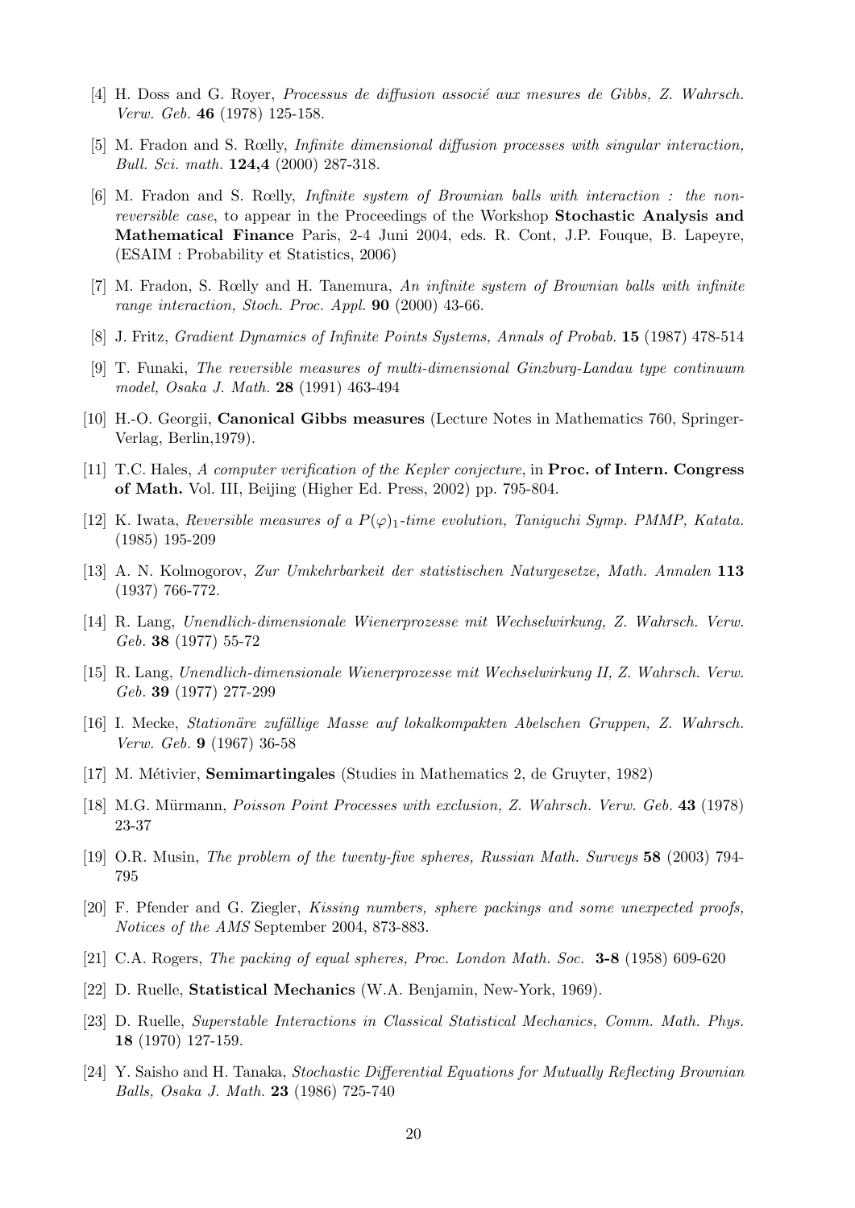[4] H. Doss and G. Royer, *Processus de diffusion associé aux mesures de Gibbs, Z. Wahrsch. Verw. Geb.* **46** (1978) 125-158.

[5] M. Fradon and S. Rœlly, *Infinite dimensional diffusion processes with singular interaction, Bull. Sci. math.* **124,4** (2000) 287-318.

[6] M. Fradon and S. Rœlly, *Infinite system of Brownian balls with interaction : the non-reversible case*, to appear in the Proceedings of the Workshop **Stochastic Analysis and Mathematical Finance** Paris, 2-4 Juni 2004, eds. R. Cont, J.P. Fouque, B. Lapeyre, (ESAIM : Probability et Statistics, 2006)

[7] M. Fradon, S. Rœlly and H. Tanemura, *An infinite system of Brownian balls with infinite range interaction, Stoch. Proc. Appl.* **90** (2000) 43-66.

[8] J. Fritz, *Gradient Dynamics of Infinite Points Systems, Annals of Probab.* **15** (1987) 478-514

[9] T. Funaki, *The reversible measures of multi-dimensional Ginzburg-Landau type continuum model, Osaka J. Math.* **28** (1991) 463-494

[10] H.-O. Georgii, **Canonical Gibbs measures** (Lecture Notes in Mathematics 760, Springer-Verlag, Berlin,1979).

[11] T.C. Hales, *A computer verification of the Kepler conjecture*, in **Proc. of Intern. Congress of Math.** Vol. III, Beijing (Higher Ed. Press, 2002) pp. 795-804.

[12] K. Iwata, *Reversible measures of a $P(\varphi)_1$-time evolution, Taniguchi Symp. PMMP, Katata.* (1985) 195-209

[13] A. N. Kolmogorov, *Zur Umkehrbarkeit der statistischen Naturgesetze, Math. Annalen* **113** (1937) 766-772.

[14] R. Lang, *Unendlich-dimensionale Wienerprozesse mit Wechselwirkung, Z. Wahrsch. Verw. Geb.* **38** (1977) 55-72

[15] R. Lang, *Unendlich-dimensionale Wienerprozesse mit Wechselwirkung II, Z. Wahrsch. Verw. Geb.* **39** (1977) 277-299

[16] I. Mecke, *Stationäre zufällige Masse auf lokalkompakten Abelschen Gruppen, Z. Wahrsch. Verw. Geb.* **9** (1967) 36-58

[17] M. Métivier, **Semimartingales** (Studies in Mathematics 2, de Gruyter, 1982)

[18] M.G. Mürmann, *Poisson Point Processes with exclusion, Z. Wahrsch. Verw. Geb.* **43** (1978) 23-37

[19] O.R. Musin, *The problem of the twenty-five spheres, Russian Math. Surveys* **58** (2003) 794-795

[20] F. Pfender and G. Ziegler, *Kissing numbers, sphere packings and some unexpected proofs, Notices of the AMS* September 2004, 873-883.

[21] C.A. Rogers, *The packing of equal spheres, Proc. London Math. Soc.* **3-8** (1958) 609-620

[22] D. Ruelle, **Statistical Mechanics** (W.A. Benjamin, New-York, 1969).

[23] D. Ruelle, *Superstable Interactions in Classical Statistical Mechanics, Comm. Math. Phys.* **18** (1970) 127-159.

[24] Y. Saisho and H. Tanaka, *Stochastic Differential Equations for Mutually Reflecting Brownian Balls, Osaka J. Math.* **23** (1986) 725-740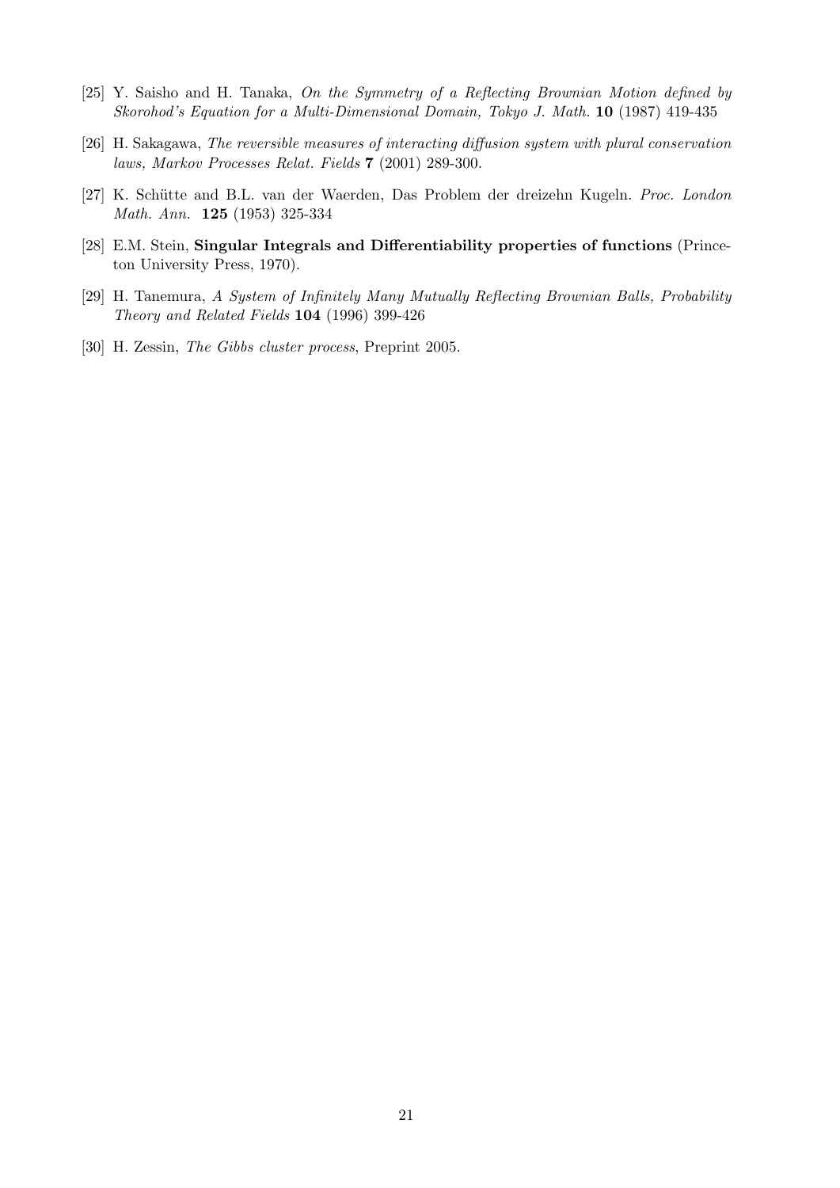[25] Y. Saisho and H. Tanaka, *On the Symmetry of a Reflecting Brownian Motion defined by Skorohod's Equation for a Multi-Dimensional Domain, Tokyo J. Math.* **10** (1987) 419-435

[26] H. Sakagawa, *The reversible measures of interacting diffusion system with plural conservation laws, Markov Processes Relat. Fields* **7** (2001) 289-300.

[27] K. Schütte and B.L. van der Waerden, Das Problem der dreizehn Kugeln. *Proc. London Math. Ann.* **125** (1953) 325-334

[28] E.M. Stein, **Singular Integrals and Differentiability properties of functions** (Princeton University Press, 1970).

[29] H. Tanemura, *A System of Infinitely Many Mutually Reflecting Brownian Balls, Probability Theory and Related Fields* **104** (1996) 399-426

[30] H. Zessin, *The Gibbs cluster process*, Preprint 2005.